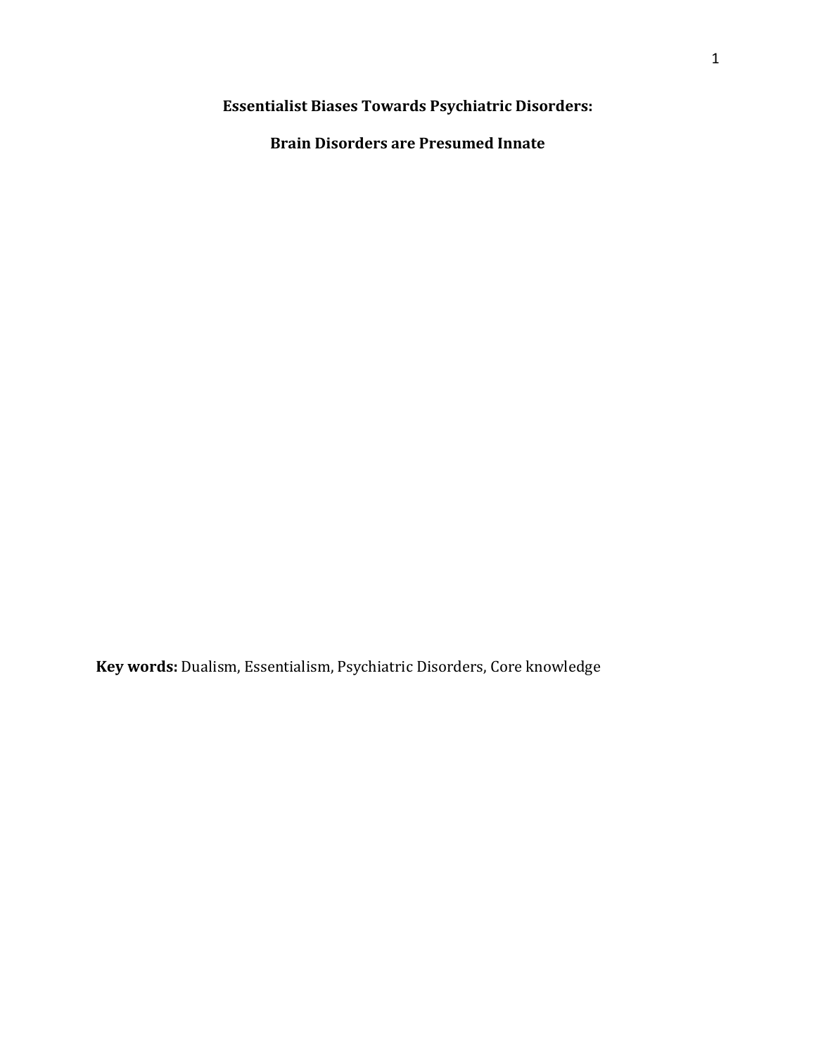# Essentialist Biases Towards Psychiatric Disorders:

# Brain Disorders are Presumed Innate

**Key words:** Dualism, Essentialism, Psychiatric Disorders, Core knowledge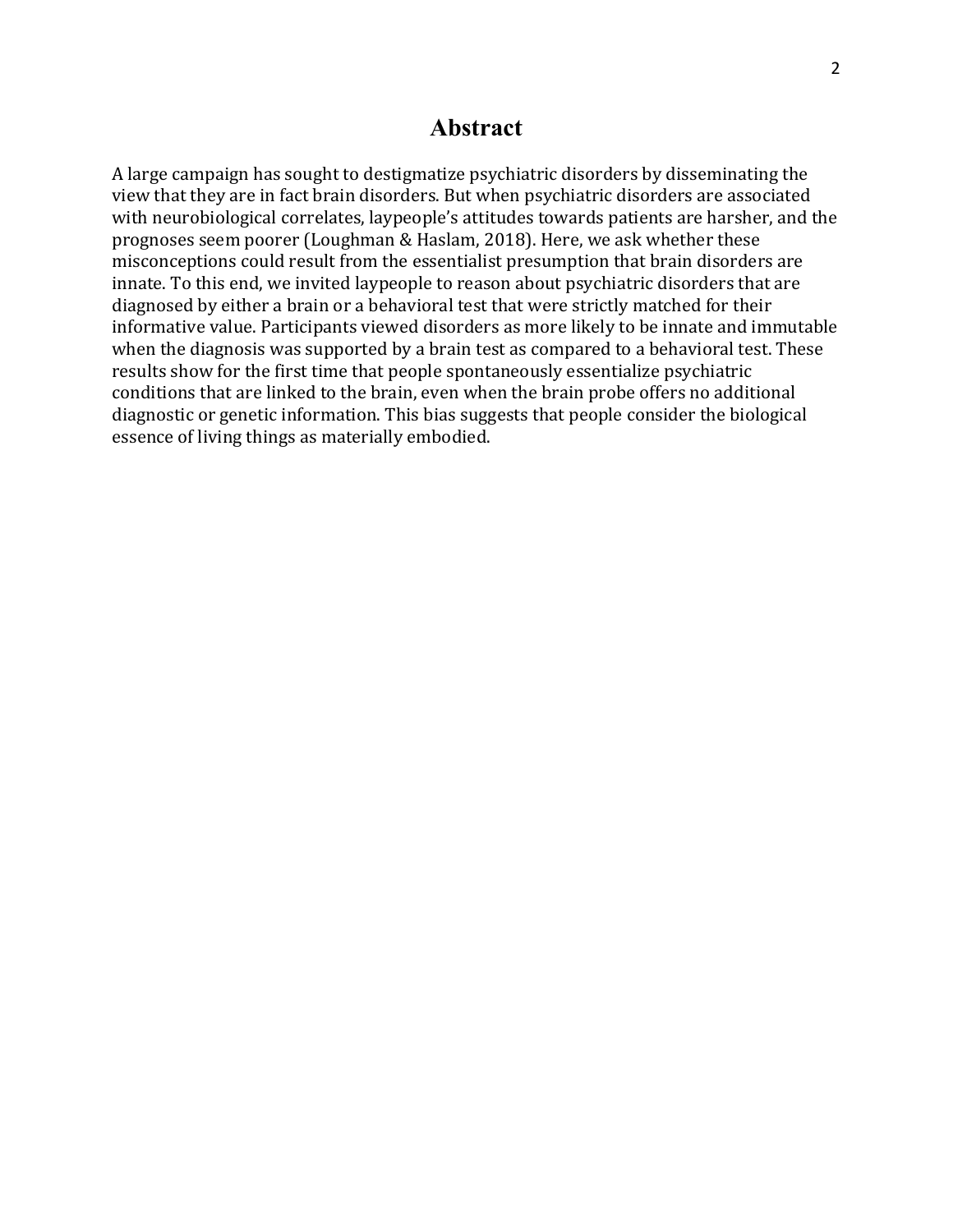# Abstract

A large campaign has sought to destigmatize psychiatric disorders by disseminating the view that they are in fact brain disorders. But when psychiatric disorders are associated with neurobiological correlates, laypeople's attitudes towards patients are harsher, and the prognoses seem poorer (Loughman & Haslam, 2018). Here, we ask whether these misconceptions could result from the essentialist presumption that brain disorders are innate. To this end, we invited laypeople to reason about psychiatric disorders that are diagnosed by either a brain or a behavioral test that were strictly matched for their informative value. Participants viewed disorders as more likely to be innate and immutable when the diagnosis was supported by a brain test as compared to a behavioral test. These results show for the first time that people spontaneously essentialize psychiatric conditions that are linked to the brain, even when the brain probe offers no additional diagnostic or genetic information. This bias suggests that people consider the biological essence of living things as materially embodied.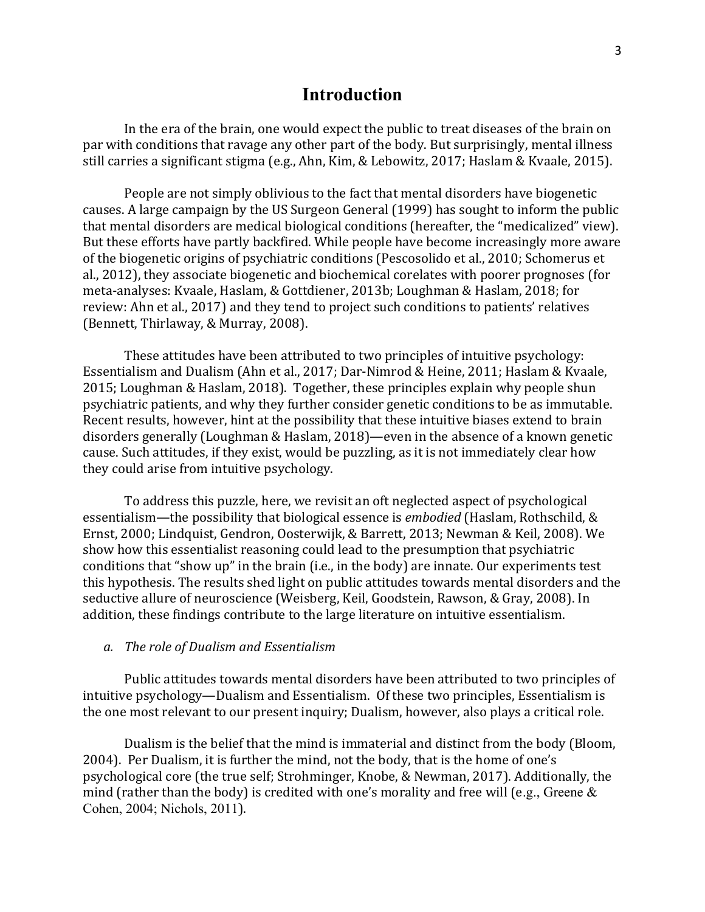# Introduction

In the era of the brain, one would expect the public to treat diseases of the brain on par with conditions that ravage any other part of the body. But surprisingly, mental illness still carries a significant stigma (e.g., Ahn, Kim, & Lebowitz, 2017; Haslam & Kvaale, 2015).

People are not simply oblivious to the fact that mental disorders have biogenetic causes. A large campaign by the US Surgeon General (1999) has sought to inform the public that mental disorders are medical biological conditions (hereafter, the "medicalized" view). But these efforts have partly backfired. While people have become increasingly more aware of the biogenetic origins of psychiatric conditions (Pescosolido et al., 2010; Schomerus et al., 2012), they associate biogenetic and biochemical corelates with poorer prognoses (for meta-analyses: Kvaale, Haslam, & Gottdiener, 2013b; Loughman & Haslam, 2018; for review: Ahn et al., 2017) and they tend to project such conditions to patients' relatives (Bennett, Thirlaway, & Murray, 2008).

These attitudes have been attributed to two principles of intuitive psychology: Essentialism and Dualism (Ahn et al., 2017; Dar-Nimrod & Heine, 2011; Haslam & Kvaale, 2015; Loughman & Haslam, 2018). Together, these principles explain why people shun psychiatric patients, and why they further consider genetic conditions to be as immutable. Recent results, however, hint at the possibility that these intuitive biases extend to brain disorders generally (Loughman & Haslam, 2018)—even in the absence of a known genetic cause. Such attitudes, if they exist, would be puzzling, as it is not immediately clear how they could arise from intuitive psychology.

To address this puzzle, here, we revisit an oft neglected aspect of psychological essentialism—the possibility that biological essence is *embodied* (Haslam, Rothschild, & Ernst, 2000; Lindquist, Gendron, Oosterwijk, & Barrett, 2013; Newman & Keil, 2008). We show how this essentialist reasoning could lead to the presumption that psychiatric conditions that "show up" in the brain (i.e., in the body) are innate. Our experiments test this hypothesis. The results shed light on public attitudes towards mental disorders and the seductive allure of neuroscience (Weisberg, Keil, Goodstein, Rawson, & Gray, 2008). In addition, these findings contribute to the large literature on intuitive essentialism.

### *a. The role of Dualism and Essentialism*

Public attitudes towards mental disorders have been attributed to two principles of intuitive psychology—Dualism and Essentialism. Of these two principles, Essentialism is the one most relevant to our present inquiry; Dualism, however, also plays a critical role.

Dualism is the belief that the mind is immaterial and distinct from the body (Bloom, 2004). Per Dualism, it is further the mind, not the body, that is the home of one's psychological core (the true self; Strohminger, Knobe, & Newman, 2017). Additionally, the mind (rather than the body) is credited with one's morality and free will (e.g., Greene & Cohen, 2004; Nichols, 2011).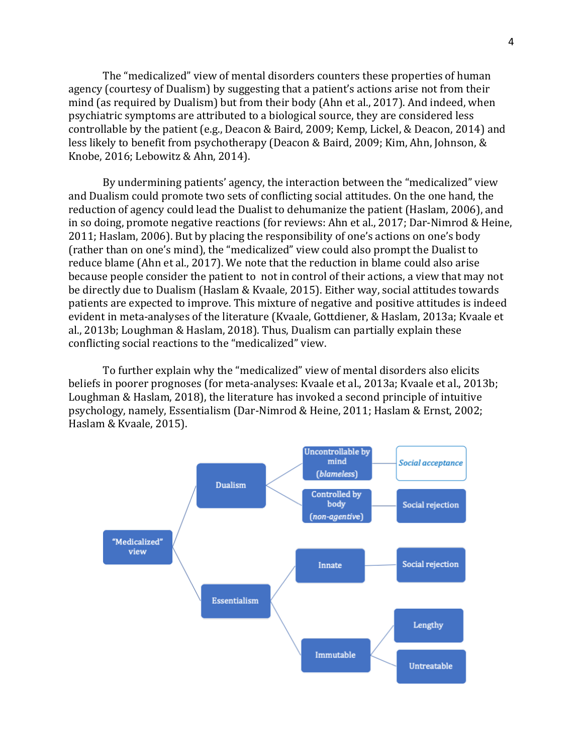The “medicalized” view of mental disorders counters these properties of human agency (courtesy of Dualism) by suggesting that a patient’s actions arise not from their mind (as required by Dualism) but from their body (Ahn et al., 2017). And indeed, when psychiatric symptoms are attributed to a biological source, they are considered less controllable by the patient (e.g., Deacon & Baird, 2009; Kemp, Lickel, & Deacon, 2014) and less likely to benefit from psychotherapy (Deacon & Baird, 2009; Kim, Ahn, Johnson, & Knobe, 2016; Lebowitz & Ahn, 2014).

By undermining patients’ agency, the interaction between the “medicalized” view and Dualism could promote two sets of conflicting social attitudes. On the one hand, the reduction of agency could lead the Dualist to dehumanize the patient (Haslam, 2006), and in so doing, promote negative reactions (for reviews: Ahn et al., 2017; Dar-Nimrod & Heine, 2011; Haslam, 2006). But by placing the responsibility of one’s actions on one’s body (rather than on one’s mind), the “medicalized” view could also prompt the Dualist to reduce blame (Ahn et al., 2017). We note that the reduction in blame could also arise because people consider the patient to not in control of their actions, a view that may not be directly due to Dualism (Haslam & Kvaale, 2015). Either way, social attitudes towards patients are expected to improve. This mixture of negative and positive attitudes is indeed evident in meta-analyses of the literature (Kvaale, Gottdiener, & Haslam, 2013a; Kvaale et al., 2013b; Loughman & Haslam, 2018). Thus, Dualism can partially explain these conflicting social reactions to the “medicalized” view.

To further explain why the “medicalized” view of mental disorders also elicits beliefs in poorer prognoses (for meta-analyses: Kvaale et al., 2013a; Kvaale et al., 2013b; Loughman & Haslam, 2018), the literature has invoked a second principle of intuitive psychology, namely, Essentialism (Dar-Nimrod & Heine, 2011; Haslam & Ernst, 2002; Haslam & Kvaale, 2015).

- “Medicalized” view
  - Dualism
    - Uncontrollable by mind (*blameless*) → *Social acceptance*
    - Controlled by body (*non-agentive*) → Social rejection
  - Essentialism
    - Innate → Social rejection
    - Immutable
      - Lengthy
      - Untreatable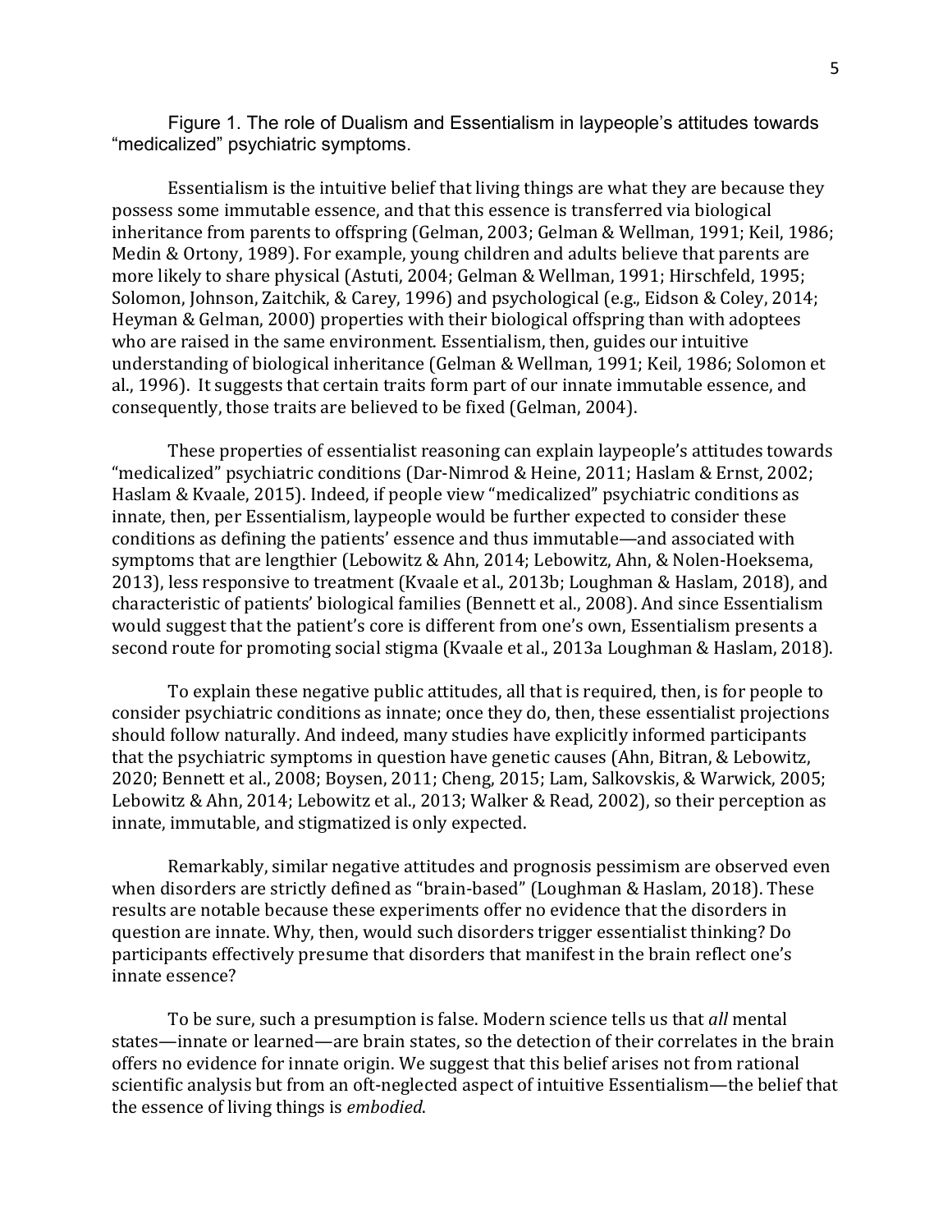Figure 1. The role of Dualism and Essentialism in laypeople's attitudes towards "medicalized" psychiatric symptoms.

Essentialism is the intuitive belief that living things are what they are because they possess some immutable essence, and that this essence is transferred via biological inheritance from parents to offspring (Gelman, 2003; Gelman & Wellman, 1991; Keil, 1986; Medin & Ortony, 1989). For example, young children and adults believe that parents are more likely to share physical (Astuti, 2004; Gelman & Wellman, 1991; Hirschfeld, 1995; Solomon, Johnson, Zaitchik, & Carey, 1996) and psychological (e.g., Eidson & Coley, 2014; Heyman & Gelman, 2000) properties with their biological offspring than with adoptees who are raised in the same environment. Essentialism, then, guides our intuitive understanding of biological inheritance (Gelman & Wellman, 1991; Keil, 1986; Solomon et al., 1996). It suggests that certain traits form part of our innate immutable essence, and consequently, those traits are believed to be fixed (Gelman, 2004).

These properties of essentialist reasoning can explain laypeople's attitudes towards "medicalized" psychiatric conditions (Dar-Nimrod & Heine, 2011; Haslam & Ernst, 2002; Haslam & Kvaale, 2015). Indeed, if people view "medicalized" psychiatric conditions as innate, then, per Essentialism, laypeople would be further expected to consider these conditions as defining the patients' essence and thus immutable—and associated with symptoms that are lengthier (Lebowitz & Ahn, 2014; Lebowitz, Ahn, & Nolen-Hoeksema, 2013), less responsive to treatment (Kvaale et al., 2013b; Loughman & Haslam, 2018), and characteristic of patients' biological families (Bennett et al., 2008). And since Essentialism would suggest that the patient's core is different from one's own, Essentialism presents a second route for promoting social stigma (Kvaale et al., 2013a Loughman & Haslam, 2018).

To explain these negative public attitudes, all that is required, then, is for people to consider psychiatric conditions as innate; once they do, then, these essentialist projections should follow naturally. And indeed, many studies have explicitly informed participants that the psychiatric symptoms in question have genetic causes (Ahn, Bitran, & Lebowitz, 2020; Bennett et al., 2008; Boysen, 2011; Cheng, 2015; Lam, Salkovskis, & Warwick, 2005; Lebowitz & Ahn, 2014; Lebowitz et al., 2013; Walker & Read, 2002), so their perception as innate, immutable, and stigmatized is only expected.

Remarkably, similar negative attitudes and prognosis pessimism are observed even when disorders are strictly defined as "brain-based" (Loughman & Haslam, 2018). These results are notable because these experiments offer no evidence that the disorders in question are innate. Why, then, would such disorders trigger essentialist thinking? Do participants effectively presume that disorders that manifest in the brain reflect one's innate essence?

To be sure, such a presumption is false. Modern science tells us that *all* mental states—innate or learned—are brain states, so the detection of their correlates in the brain offers no evidence for innate origin. We suggest that this belief arises not from rational scientific analysis but from an oft-neglected aspect of intuitive Essentialism—the belief that the essence of living things is *embodied*.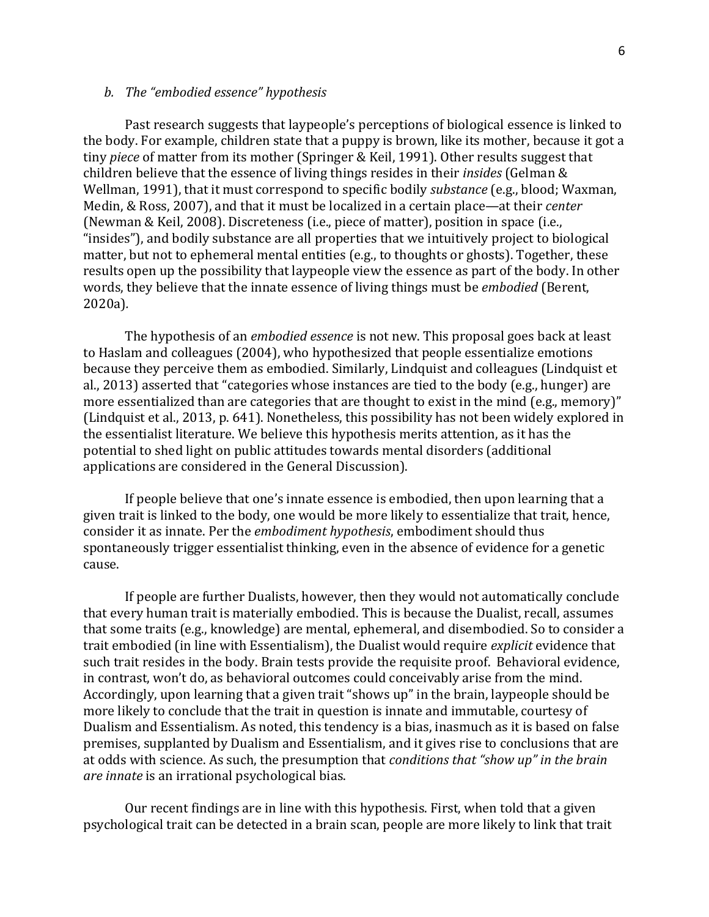### *b. The "embodied essence" hypothesis*

Past research suggests that laypeople's perceptions of biological essence is linked to the body. For example, children state that a puppy is brown, like its mother, because it got a tiny *piece* of matter from its mother (Springer & Keil, 1991). Other results suggest that children believe that the essence of living things resides in their *insides* (Gelman & Wellman, 1991), that it must correspond to specific bodily *substance* (e.g., blood; Waxman, Medin, & Ross, 2007), and that it must be localized in a certain place—at their *center* (Newman & Keil, 2008). Discreteness (i.e., piece of matter), position in space (i.e., "insides"), and bodily substance are all properties that we intuitively project to biological matter, but not to ephemeral mental entities (e.g., to thoughts or ghosts). Together, these results open up the possibility that laypeople view the essence as part of the body. In other words, they believe that the innate essence of living things must be *embodied* (Berent, 2020a).

The hypothesis of an *embodied essence* is not new. This proposal goes back at least to Haslam and colleagues (2004), who hypothesized that people essentialize emotions because they perceive them as embodied. Similarly, Lindquist and colleagues (Lindquist et al., 2013) asserted that "categories whose instances are tied to the body (e.g., hunger) are more essentialized than are categories that are thought to exist in the mind (e.g., memory)" (Lindquist et al., 2013, p. 641). Nonetheless, this possibility has not been widely explored in the essentialist literature. We believe this hypothesis merits attention, as it has the potential to shed light on public attitudes towards mental disorders (additional applications are considered in the General Discussion).

If people believe that one's innate essence is embodied, then upon learning that a given trait is linked to the body, one would be more likely to essentialize that trait, hence, consider it as innate. Per the *embodiment hypothesis*, embodiment should thus spontaneously trigger essentialist thinking, even in the absence of evidence for a genetic cause.

If people are further Dualists, however, then they would not automatically conclude that every human trait is materially embodied. This is because the Dualist, recall, assumes that some traits (e.g., knowledge) are mental, ephemeral, and disembodied. So to consider a trait embodied (in line with Essentialism), the Dualist would require *explicit* evidence that such trait resides in the body. Brain tests provide the requisite proof. Behavioral evidence, in contrast, won't do, as behavioral outcomes could conceivably arise from the mind. Accordingly, upon learning that a given trait "shows up" in the brain, laypeople should be more likely to conclude that the trait in question is innate and immutable, courtesy of Dualism and Essentialism. As noted, this tendency is a bias, inasmuch as it is based on false premises, supplanted by Dualism and Essentialism, and it gives rise to conclusions that are at odds with science. As such, the presumption that *conditions that "show up" in the brain are innate* is an irrational psychological bias.

Our recent findings are in line with this hypothesis. First, when told that a given psychological trait can be detected in a brain scan, people are more likely to link that trait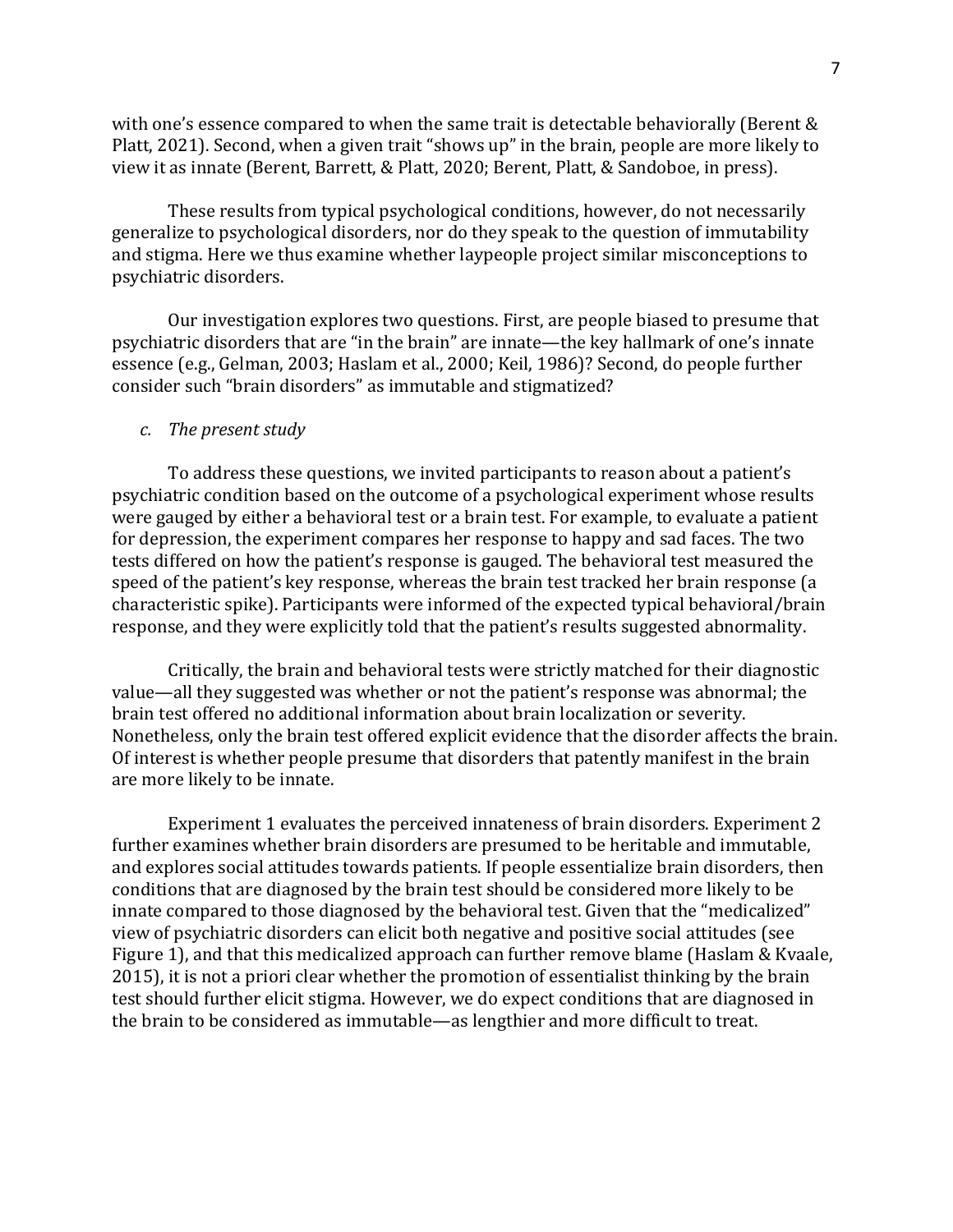with one's essence compared to when the same trait is detectable behaviorally (Berent & Platt, 2021). Second, when a given trait "shows up" in the brain, people are more likely to view it as innate (Berent, Barrett, & Platt, 2020; Berent, Platt, & Sandoboe, in press).

These results from typical psychological conditions, however, do not necessarily generalize to psychological disorders, nor do they speak to the question of immutability and stigma. Here we thus examine whether laypeople project similar misconceptions to psychiatric disorders.

Our investigation explores two questions. First, are people biased to presume that psychiatric disorders that are "in the brain" are innate—the key hallmark of one's innate essence (e.g., Gelman, 2003; Haslam et al., 2000; Keil, 1986)? Second, do people further consider such "brain disorders" as immutable and stigmatized?

### *c. The present study*

To address these questions, we invited participants to reason about a patient's psychiatric condition based on the outcome of a psychological experiment whose results were gauged by either a behavioral test or a brain test. For example, to evaluate a patient for depression, the experiment compares her response to happy and sad faces. The two tests differed on how the patient's response is gauged. The behavioral test measured the speed of the patient's key response, whereas the brain test tracked her brain response (a characteristic spike). Participants were informed of the expected typical behavioral/brain response, and they were explicitly told that the patient's results suggested abnormality.

Critically, the brain and behavioral tests were strictly matched for their diagnostic value—all they suggested was whether or not the patient's response was abnormal; the brain test offered no additional information about brain localization or severity. Nonetheless, only the brain test offered explicit evidence that the disorder affects the brain. Of interest is whether people presume that disorders that patently manifest in the brain are more likely to be innate.

Experiment 1 evaluates the perceived innateness of brain disorders. Experiment 2 further examines whether brain disorders are presumed to be heritable and immutable, and explores social attitudes towards patients. If people essentialize brain disorders, then conditions that are diagnosed by the brain test should be considered more likely to be innate compared to those diagnosed by the behavioral test. Given that the "medicalized" view of psychiatric disorders can elicit both negative and positive social attitudes (see Figure 1), and that this medicalized approach can further remove blame (Haslam & Kvaale, 2015), it is not a priori clear whether the promotion of essentialist thinking by the brain test should further elicit stigma. However, we do expect conditions that are diagnosed in the brain to be considered as immutable—as lengthier and more difficult to treat.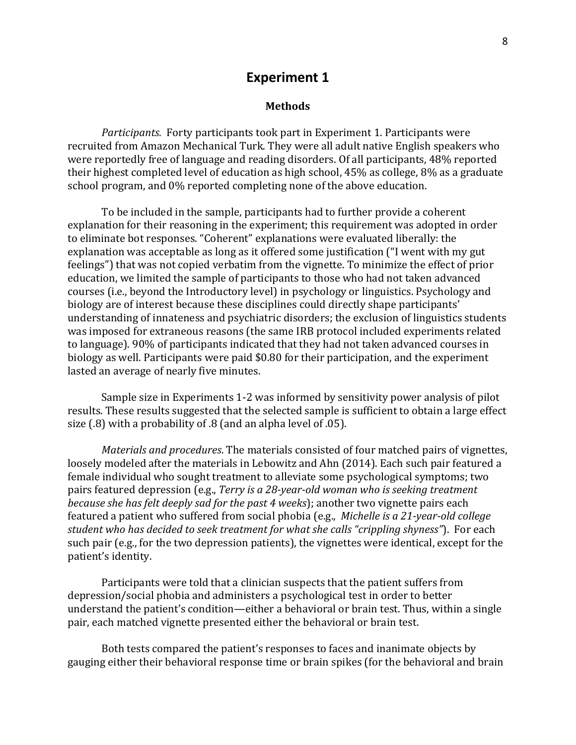# Experiment 1

## Methods

*Participants.* Forty participants took part in Experiment 1. Participants were recruited from Amazon Mechanical Turk. They were all adult native English speakers who were reportedly free of language and reading disorders. Of all participants, 48% reported their highest completed level of education as high school, 45% as college, 8% as a graduate school program, and 0% reported completing none of the above education.

To be included in the sample, participants had to further provide a coherent explanation for their reasoning in the experiment; this requirement was adopted in order to eliminate bot responses. "Coherent" explanations were evaluated liberally: the explanation was acceptable as long as it offered some justification ("I went with my gut feelings") that was not copied verbatim from the vignette. To minimize the effect of prior education, we limited the sample of participants to those who had not taken advanced courses (i.e., beyond the Introductory level) in psychology or linguistics. Psychology and biology are of interest because these disciplines could directly shape participants' understanding of innateness and psychiatric disorders; the exclusion of linguistics students was imposed for extraneous reasons (the same IRB protocol included experiments related to language). 90% of participants indicated that they had not taken advanced courses in biology as well. Participants were paid $0.80 for their participation, and the experiment lasted an average of nearly five minutes.

Sample size in Experiments 1-2 was informed by sensitivity power analysis of pilot results. These results suggested that the selected sample is sufficient to obtain a large effect size (.8) with a probability of .8 (and an alpha level of .05).

*Materials and procedures*. The materials consisted of four matched pairs of vignettes, loosely modeled after the materials in Lebowitz and Ahn (2014). Each such pair featured a female individual who sought treatment to alleviate some psychological symptoms; two pairs featured depression (e.g., *Terry is a 28-year-old woman who is seeking treatment because she has felt deeply sad for the past 4 weeks*); another two vignette pairs each featured a patient who suffered from social phobia (e.g., *Michelle is a 21-year-old college student who has decided to seek treatment for what she calls "crippling shyness"*). For each such pair (e.g., for the two depression patients), the vignettes were identical, except for the patient's identity.

Participants were told that a clinician suspects that the patient suffers from depression/social phobia and administers a psychological test in order to better understand the patient's condition—either a behavioral or brain test. Thus, within a single pair, each matched vignette presented either the behavioral or brain test.

Both tests compared the patient's responses to faces and inanimate objects by gauging either their behavioral response time or brain spikes (for the behavioral and brain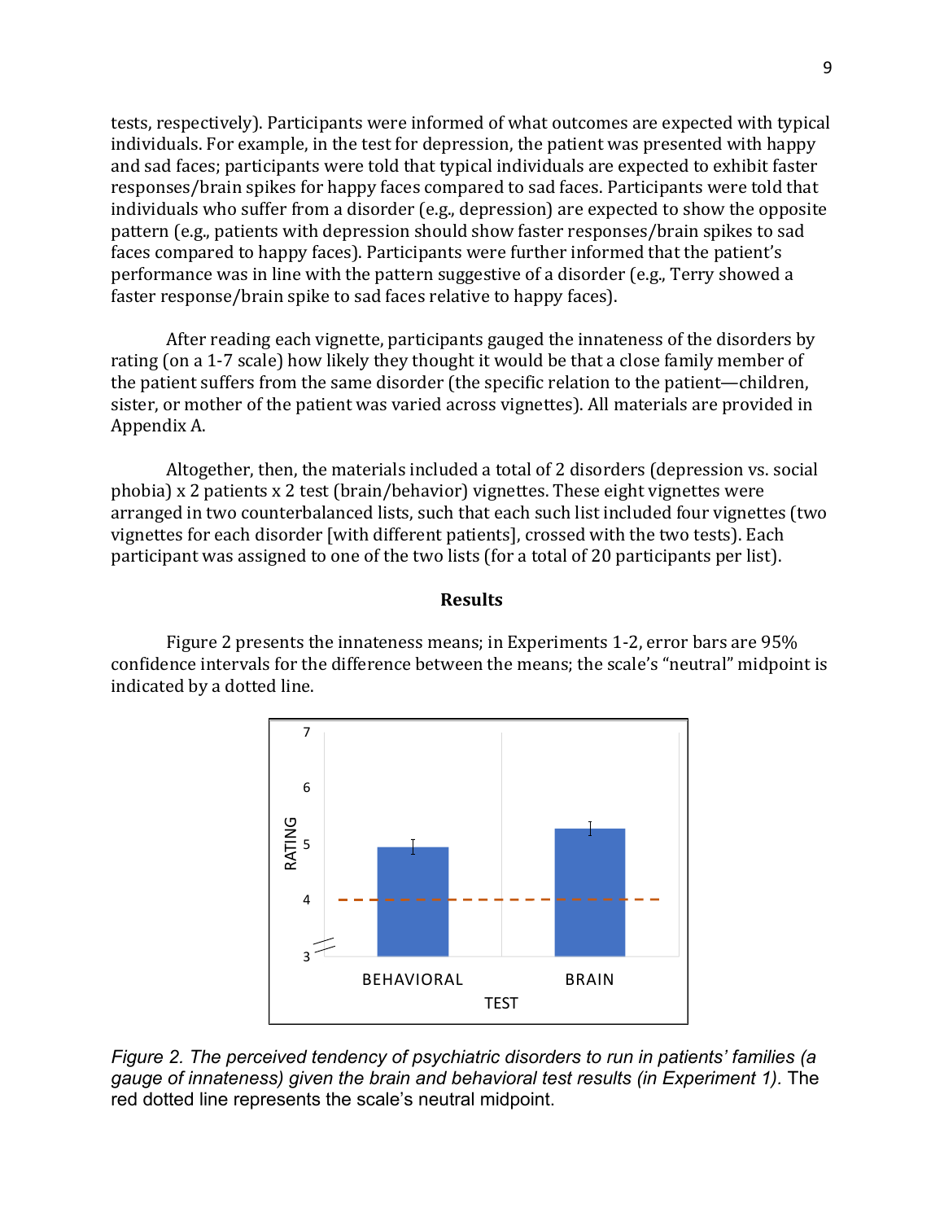tests, respectively). Participants were informed of what outcomes are expected with typical individuals. For example, in the test for depression, the patient was presented with happy and sad faces; participants were told that typical individuals are expected to exhibit faster responses/brain spikes for happy faces compared to sad faces. Participants were told that individuals who suffer from a disorder (e.g., depression) are expected to show the opposite pattern (e.g., patients with depression should show faster responses/brain spikes to sad faces compared to happy faces). Participants were further informed that the patient's performance was in line with the pattern suggestive of a disorder (e.g., Terry showed a faster response/brain spike to sad faces relative to happy faces).

After reading each vignette, participants gauged the innateness of the disorders by rating (on a 1-7 scale) how likely they thought it would be that a close family member of the patient suffers from the same disorder (the specific relation to the patient—children, sister, or mother of the patient was varied across vignettes). All materials are provided in Appendix A.

Altogether, then, the materials included a total of 2 disorders (depression vs. social phobia) x 2 patients x 2 test (brain/behavior) vignettes. These eight vignettes were arranged in two counterbalanced lists, such that each such list included four vignettes (two vignettes for each disorder [with different patients], crossed with the two tests). Each participant was assigned to one of the two lists (for a total of 20 participants per list).

## Results

Figure 2 presents the innateness means; in Experiments 1-2, error bars are 95% confidence intervals for the difference between the means; the scale's "neutral" midpoint is indicated by a dotted line.

*Figure 2. The perceived tendency of psychiatric disorders to run in patients' families (a gauge of innateness) given the brain and behavioral test results (in Experiment 1).* The red dotted line represents the scale's neutral midpoint.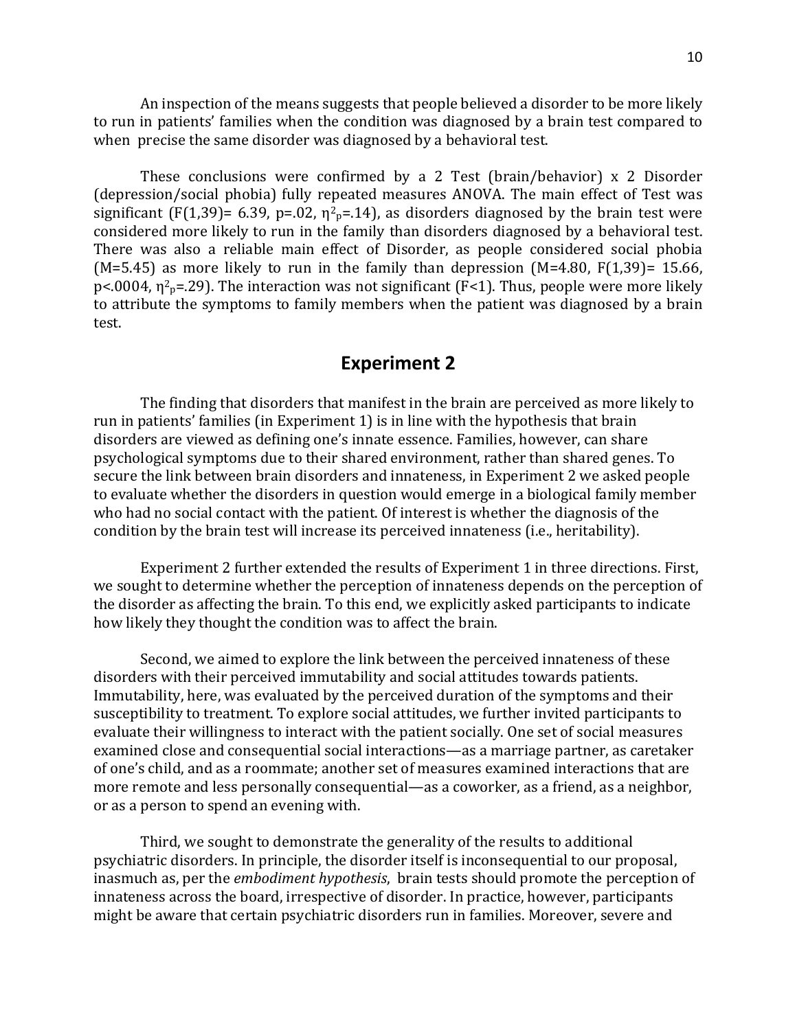An inspection of the means suggests that people believed a disorder to be more likely to run in patients' families when the condition was diagnosed by a brain test compared to when precise the same disorder was diagnosed by a behavioral test.

These conclusions were confirmed by a 2 Test (brain/behavior) x 2 Disorder (depression/social phobia) fully repeated measures ANOVA. The main effect of Test was significant ($F(1,39)= 6.39$, $p=.02$, $\eta^2_p=.14$), as disorders diagnosed by the brain test were considered more likely to run in the family than disorders diagnosed by a behavioral test. There was also a reliable main effect of Disorder, as people considered social phobia ($M=5.45$) as more likely to run in the family than depression ($M=4.80$, $F(1,39)= 15.66$, $p<.0004$, $\eta^2_p=.29$). The interaction was not significant ($F<1$). Thus, people were more likely to attribute the symptoms to family members when the patient was diagnosed by a brain test.

## Experiment 2

The finding that disorders that manifest in the brain are perceived as more likely to run in patients' families (in Experiment 1) is in line with the hypothesis that brain disorders are viewed as defining one's innate essence. Families, however, can share psychological symptoms due to their shared environment, rather than shared genes. To secure the link between brain disorders and innateness, in Experiment 2 we asked people to evaluate whether the disorders in question would emerge in a biological family member who had no social contact with the patient. Of interest is whether the diagnosis of the condition by the brain test will increase its perceived innateness (i.e., heritability).

Experiment 2 further extended the results of Experiment 1 in three directions. First, we sought to determine whether the perception of innateness depends on the perception of the disorder as affecting the brain. To this end, we explicitly asked participants to indicate how likely they thought the condition was to affect the brain.

Second, we aimed to explore the link between the perceived innateness of these disorders with their perceived immutability and social attitudes towards patients. Immutability, here, was evaluated by the perceived duration of the symptoms and their susceptibility to treatment. To explore social attitudes, we further invited participants to evaluate their willingness to interact with the patient socially. One set of social measures examined close and consequential social interactions—as a marriage partner, as caretaker of one's child, and as a roommate; another set of measures examined interactions that are more remote and less personally consequential—as a coworker, as a friend, as a neighbor, or as a person to spend an evening with.

Third, we sought to demonstrate the generality of the results to additional psychiatric disorders. In principle, the disorder itself is inconsequential to our proposal, inasmuch as, per the *embodiment hypothesis*, brain tests should promote the perception of innateness across the board, irrespective of disorder. In practice, however, participants might be aware that certain psychiatric disorders run in families. Moreover, severe and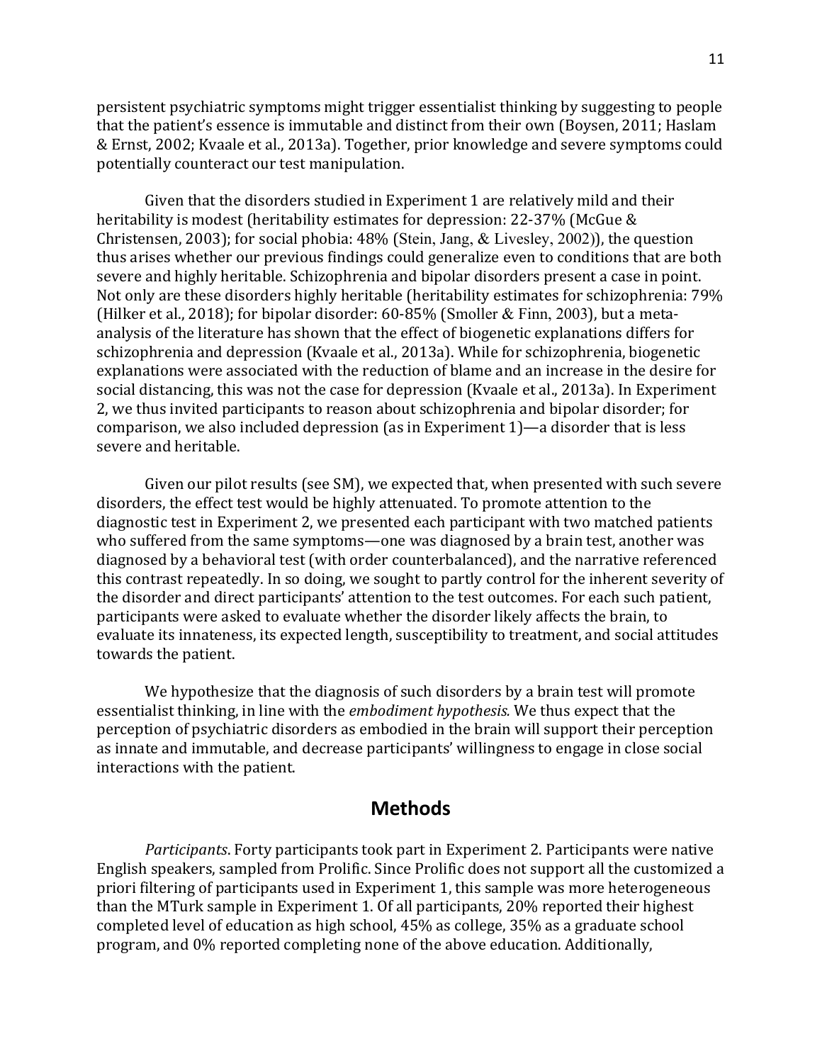persistent psychiatric symptoms might trigger essentialist thinking by suggesting to people that the patient's essence is immutable and distinct from their own (Boysen, 2011; Haslam & Ernst, 2002; Kvaale et al., 2013a). Together, prior knowledge and severe symptoms could potentially counteract our test manipulation.

Given that the disorders studied in Experiment 1 are relatively mild and their heritability is modest (heritability estimates for depression: 22-37% (McGue & Christensen, 2003); for social phobia: 48% (Stein, Jang, & Livesley, 2002)), the question thus arises whether our previous findings could generalize even to conditions that are both severe and highly heritable. Schizophrenia and bipolar disorders present a case in point. Not only are these disorders highly heritable (heritability estimates for schizophrenia: 79% (Hilker et al., 2018); for bipolar disorder: 60-85% (Smoller & Finn, 2003), but a meta-analysis of the literature has shown that the effect of biogenetic explanations differs for schizophrenia and depression (Kvaale et al., 2013a). While for schizophrenia, biogenetic explanations were associated with the reduction of blame and an increase in the desire for social distancing, this was not the case for depression (Kvaale et al., 2013a). In Experiment 2, we thus invited participants to reason about schizophrenia and bipolar disorder; for comparison, we also included depression (as in Experiment 1)—a disorder that is less severe and heritable.

Given our pilot results (see SM), we expected that, when presented with such severe disorders, the effect test would be highly attenuated. To promote attention to the diagnostic test in Experiment 2, we presented each participant with two matched patients who suffered from the same symptoms—one was diagnosed by a brain test, another was diagnosed by a behavioral test (with order counterbalanced), and the narrative referenced this contrast repeatedly. In so doing, we sought to partly control for the inherent severity of the disorder and direct participants' attention to the test outcomes. For each such patient, participants were asked to evaluate whether the disorder likely affects the brain, to evaluate its innateness, its expected length, susceptibility to treatment, and social attitudes towards the patient.

We hypothesize that the diagnosis of such disorders by a brain test will promote essentialist thinking, in line with the *embodiment hypothesis.* We thus expect that the perception of psychiatric disorders as embodied in the brain will support their perception as innate and immutable, and decrease participants' willingness to engage in close social interactions with the patient.

## Methods

*Participants*. Forty participants took part in Experiment 2. Participants were native English speakers, sampled from Prolific. Since Prolific does not support all the customized a priori filtering of participants used in Experiment 1, this sample was more heterogeneous than the MTurk sample in Experiment 1. Of all participants, 20% reported their highest completed level of education as high school, 45% as college, 35% as a graduate school program, and 0% reported completing none of the above education. Additionally,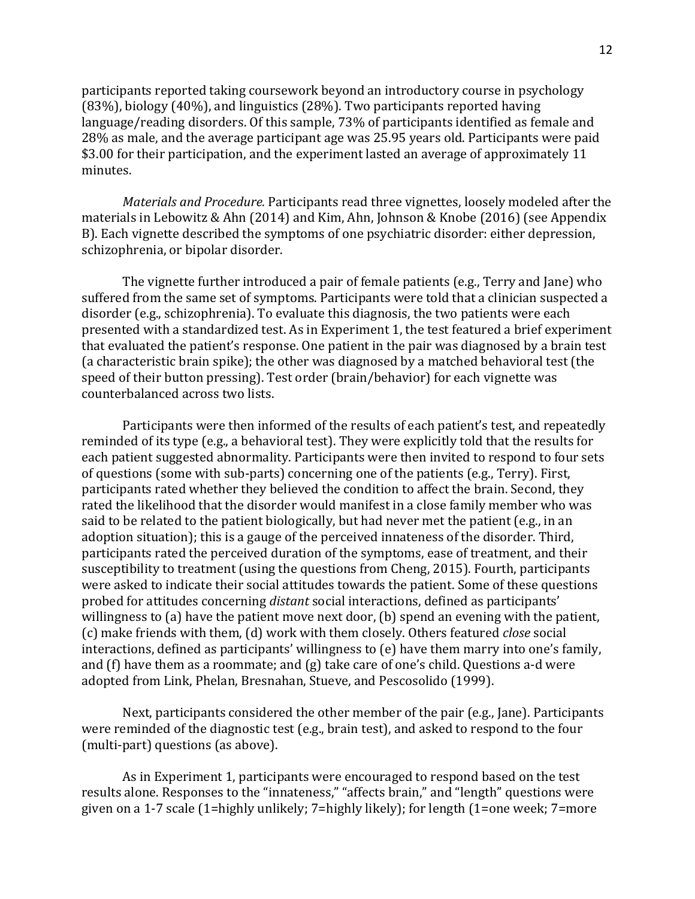participants reported taking coursework beyond an introductory course in psychology (83%), biology (40%), and linguistics (28%). Two participants reported having language/reading disorders. Of this sample, 73% of participants identified as female and 28% as male, and the average participant age was 25.95 years old. Participants were paid $3.00 for their participation, and the experiment lasted an average of approximately 11 minutes.

*Materials and Procedure.* Participants read three vignettes, loosely modeled after the materials in Lebowitz & Ahn (2014) and Kim, Ahn, Johnson & Knobe (2016) (see Appendix B). Each vignette described the symptoms of one psychiatric disorder: either depression, schizophrenia, or bipolar disorder.

The vignette further introduced a pair of female patients (e.g., Terry and Jane) who suffered from the same set of symptoms. Participants were told that a clinician suspected a disorder (e.g., schizophrenia). To evaluate this diagnosis, the two patients were each presented with a standardized test. As in Experiment 1, the test featured a brief experiment that evaluated the patient's response. One patient in the pair was diagnosed by a brain test (a characteristic brain spike); the other was diagnosed by a matched behavioral test (the speed of their button pressing). Test order (brain/behavior) for each vignette was counterbalanced across two lists.

Participants were then informed of the results of each patient's test, and repeatedly reminded of its type (e.g., a behavioral test). They were explicitly told that the results for each patient suggested abnormality. Participants were then invited to respond to four sets of questions (some with sub-parts) concerning one of the patients (e.g., Terry). First, participants rated whether they believed the condition to affect the brain. Second, they rated the likelihood that the disorder would manifest in a close family member who was said to be related to the patient biologically, but had never met the patient (e.g., in an adoption situation); this is a gauge of the perceived innateness of the disorder. Third, participants rated the perceived duration of the symptoms, ease of treatment, and their susceptibility to treatment (using the questions from Cheng, 2015). Fourth, participants were asked to indicate their social attitudes towards the patient. Some of these questions probed for attitudes concerning *distant* social interactions, defined as participants' willingness to (a) have the patient move next door, (b) spend an evening with the patient, (c) make friends with them, (d) work with them closely. Others featured *close* social interactions, defined as participants' willingness to (e) have them marry into one's family, and (f) have them as a roommate; and (g) take care of one's child. Questions a-d were adopted from Link, Phelan, Bresnahan, Stueve, and Pescosolido (1999).

Next, participants considered the other member of the pair (e.g., Jane). Participants were reminded of the diagnostic test (e.g., brain test), and asked to respond to the four (multi-part) questions (as above).

As in Experiment 1, participants were encouraged to respond based on the test results alone. Responses to the "innateness," "affects brain," and "length" questions were given on a 1-7 scale (1=highly unlikely; 7=highly likely); for length (1=one week; 7=more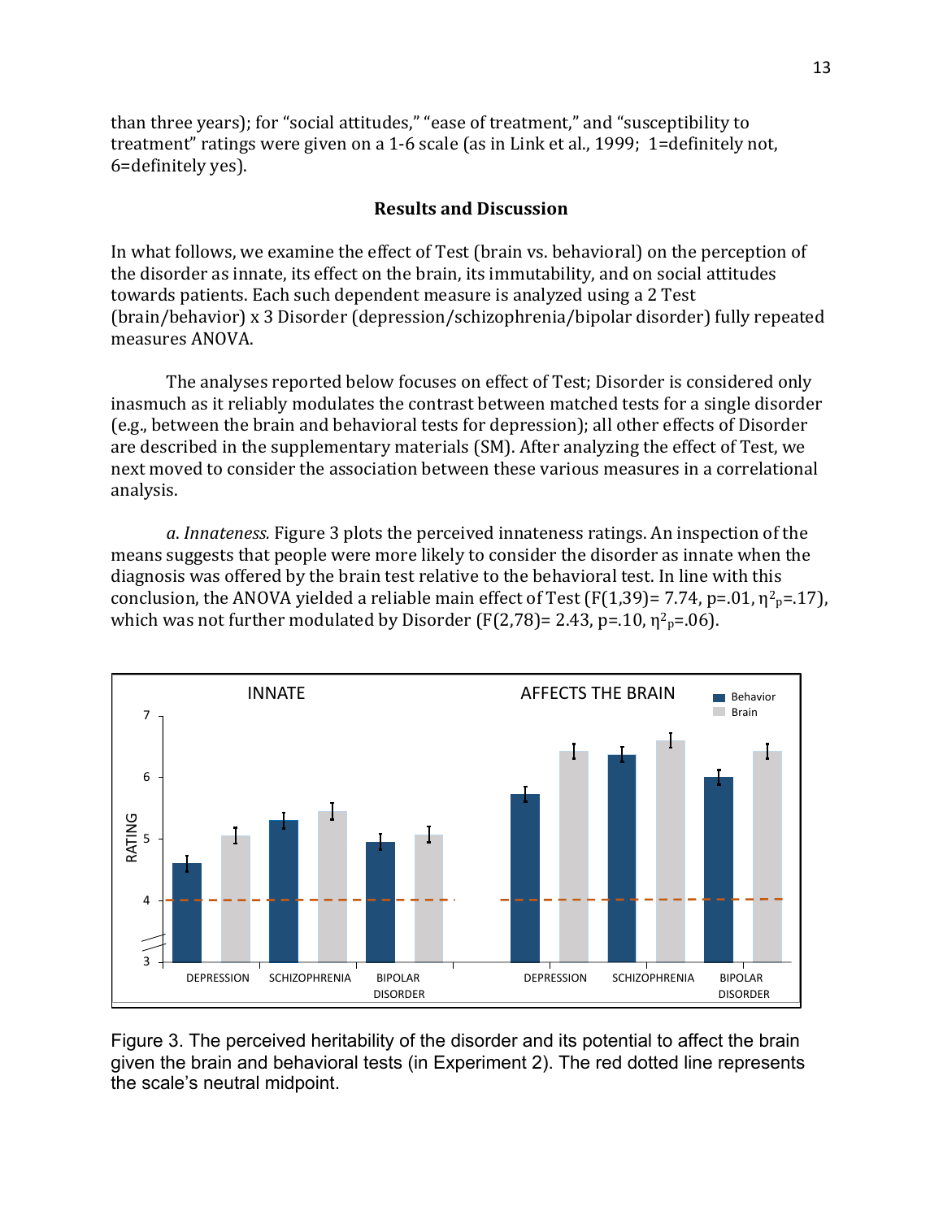than three years); for "social attitudes," "ease of treatment," and "susceptibility to treatment" ratings were given on a 1-6 scale (as in Link et al., 1999; 1=definitely not, 6=definitely yes).

## Results and Discussion

In what follows, we examine the effect of Test (brain vs. behavioral) on the perception of the disorder as innate, its effect on the brain, its immutability, and on social attitudes towards patients. Each such dependent measure is analyzed using a 2 Test (brain/behavior) x 3 Disorder (depression/schizophrenia/bipolar disorder) fully repeated measures ANOVA.

The analyses reported below focuses on effect of Test; Disorder is considered only inasmuch as it reliably modulates the contrast between matched tests for a single disorder (e.g., between the brain and behavioral tests for depression); all other effects of Disorder are described in the supplementary materials (SM). After analyzing the effect of Test, we next moved to consider the association between these various measures in a correlational analysis.

*a. Innateness.* Figure 3 plots the perceived innateness ratings. An inspection of the means suggests that people were more likely to consider the disorder as innate when the diagnosis was offered by the brain test relative to the behavioral test. In line with this conclusion, the ANOVA yielded a reliable main effect of Test ($F(1,39)= 7.74$, $p=.01$, $\eta^2_p=.17$), which was not further modulated by Disorder ($F(2,78)= 2.43$, $p=.10$, $\eta^2_p=.06$).

Figure 3. The perceived heritability of the disorder and its potential to affect the brain given the brain and behavioral tests (in Experiment 2). The red dotted line represents the scale's neutral midpoint.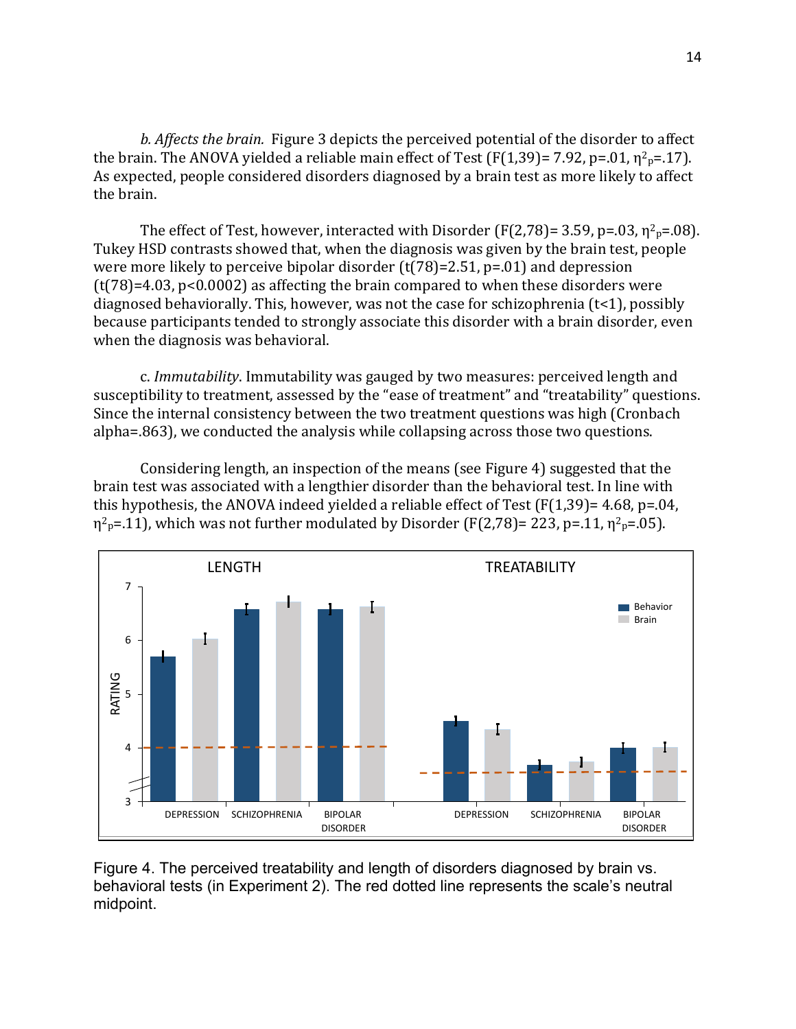*b. Affects the brain.* Figure 3 depicts the perceived potential of the disorder to affect the brain. The ANOVA yielded a reliable main effect of Test ($F(1,39)= 7.92$, $p=.01$, $\eta^2_p=.17$). As expected, people considered disorders diagnosed by a brain test as more likely to affect the brain.

The effect of Test, however, interacted with Disorder ($F(2,78)= 3.59$, $p=.03$, $\eta^2_p=.08$). Tukey HSD contrasts showed that, when the diagnosis was given by the brain test, people were more likely to perceive bipolar disorder ($t(78)=2.51$, $p=.01$) and depression ($t(78)=4.03$, $p<0.0002$) as affecting the brain compared to when these disorders were diagnosed behaviorally. This, however, was not the case for schizophrenia ($t<1$), possibly because participants tended to strongly associate this disorder with a brain disorder, even when the diagnosis was behavioral.

c. *Immutability*. Immutability was gauged by two measures: perceived length and susceptibility to treatment, assessed by the "ease of treatment" and "treatability" questions. Since the internal consistency between the two treatment questions was high (Cronbach alpha=.863), we conducted the analysis while collapsing across those two questions.

Considering length, an inspection of the means (see Figure 4) suggested that the brain test was associated with a lengthier disorder than the behavioral test. In line with this hypothesis, the ANOVA indeed yielded a reliable effect of Test ($F(1,39)= 4.68$, $p=.04$, $\eta^2_p=.11$), which was not further modulated by Disorder ($F(2,78)= 223$, $p=.11$, $\eta^2_p=.05$).

Figure 4. The perceived treatability and length of disorders diagnosed by brain vs. behavioral tests (in Experiment 2). The red dotted line represents the scale's neutral midpoint.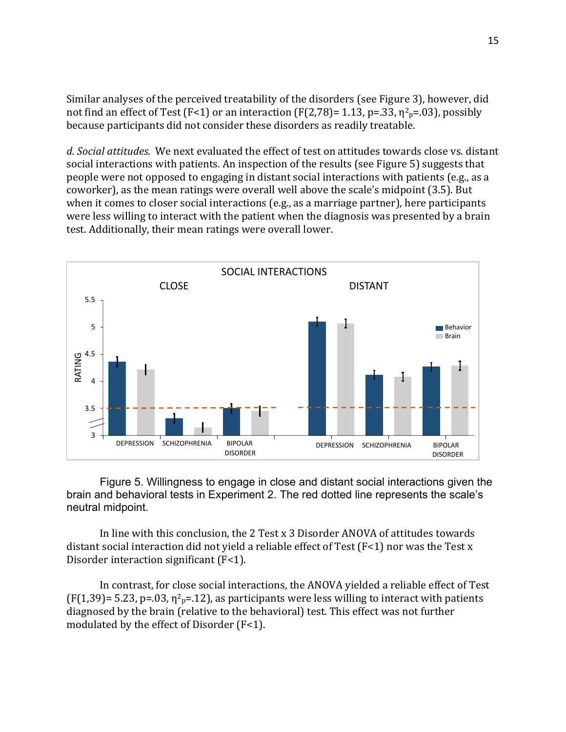Similar analyses of the perceived treatability of the disorders (see Figure 3), however, did not find an effect of Test ($F<1$) or an interaction ($F(2,78)= 1.13$, $p=.33$, $\eta^2_p=.03$), possibly because participants did not consider these disorders as readily treatable.

*d. Social attitudes.* We next evaluated the effect of test on attitudes towards close vs. distant social interactions with patients. An inspection of the results (see Figure 5) suggests that people were not opposed to engaging in distant social interactions with patients (e.g., as a coworker), as the mean ratings were overall well above the scale's midpoint (3.5). But when it comes to closer social interactions (e.g., as a marriage partner), here participants were less willing to interact with the patient when the diagnosis was presented by a brain test. Additionally, their mean ratings were overall lower.

Figure 5. Willingness to engage in close and distant social interactions given the brain and behavioral tests in Experiment 2. The red dotted line represents the scale's neutral midpoint.

In line with this conclusion, the 2 Test x 3 Disorder ANOVA of attitudes towards distant social interaction did not yield a reliable effect of Test ($F<1$) nor was the Test x Disorder interaction significant ($F<1$).

In contrast, for close social interactions, the ANOVA yielded a reliable effect of Test ($F(1,39)= 5.23$, $p=.03$, $\eta^2_p=.12$), as participants were less willing to interact with patients diagnosed by the brain (relative to the behavioral) test. This effect was not further modulated by the effect of Disorder ($F<1$).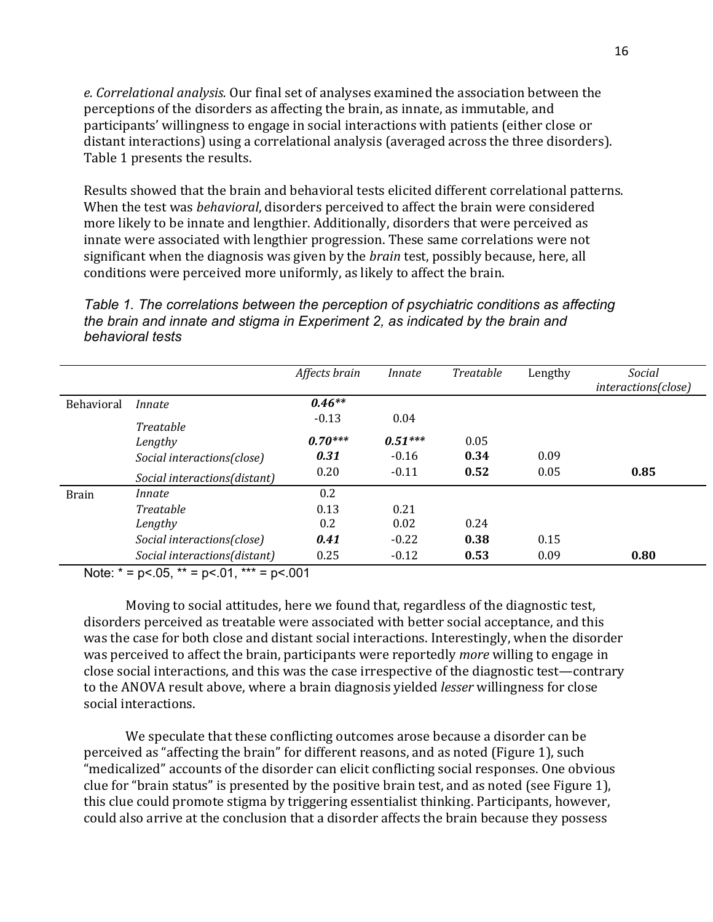*e. Correlational analysis.* Our final set of analyses examined the association between the perceptions of the disorders as affecting the brain, as innate, as immutable, and participants' willingness to engage in social interactions with patients (either close or distant interactions) using a correlational analysis (averaged across the three disorders). Table 1 presents the results.

Results showed that the brain and behavioral tests elicited different correlational patterns. When the test was *behavioral*, disorders perceived to affect the brain were considered more likely to be innate and lengthier. Additionally, disorders that were perceived as innate were associated with lengthier progression. These same correlations were not significant when the diagnosis was given by the *brain* test, possibly because, here, all conditions were perceived more uniformly, as likely to affect the brain.

*Table 1. The correlations between the perception of psychiatric conditions as affecting the brain and innate and stigma in Experiment 2, as indicated by the brain and behavioral tests*

| | | *Affects brain* | *Innate* | *Treatable* | Lengthy | *Social interactions(close)* |
|---|---|---|---|---|---|---|
| Behavioral | *Innate* | ***0.46\*\**** | | | | |
| | *Treatable* | -0.13 | 0.04 | | | |
| | *Lengthy* | ***0.70\*\*\**** | ***0.51\*\*\**** | 0.05 | | |
| | *Social interactions(close)* | ***0.31*** | -0.16 | **0.34** | 0.09 | |
| | *Social interactions(distant)* | 0.20 | -0.11 | **0.52** | 0.05 | **0.85** |
| Brain | *Innate* | 0.2 | | | | |
| | *Treatable* | 0.13 | 0.21 | | | |
| | *Lengthy* | 0.2 | 0.02 | 0.24 | | |
| | *Social interactions(close)* | ***0.41*** | -0.22 | **0.38** | 0.15 | |
| | *Social interactions(distant)* | 0.25 | -0.12 | **0.53** | 0.09 | **0.80** |

Note: * = p<.05, ** = p<.01, *** = p<.001

Moving to social attitudes, here we found that, regardless of the diagnostic test, disorders perceived as treatable were associated with better social acceptance, and this was the case for both close and distant social interactions. Interestingly, when the disorder was perceived to affect the brain, participants were reportedly *more* willing to engage in close social interactions, and this was the case irrespective of the diagnostic test—contrary to the ANOVA result above, where a brain diagnosis yielded *lesser* willingness for close social interactions.

We speculate that these conflicting outcomes arose because a disorder can be perceived as "affecting the brain" for different reasons, and as noted (Figure 1), such "medicalized" accounts of the disorder can elicit conflicting social responses. One obvious clue for "brain status" is presented by the positive brain test, and as noted (see Figure 1), this clue could promote stigma by triggering essentialist thinking. Participants, however, could also arrive at the conclusion that a disorder affects the brain because they possess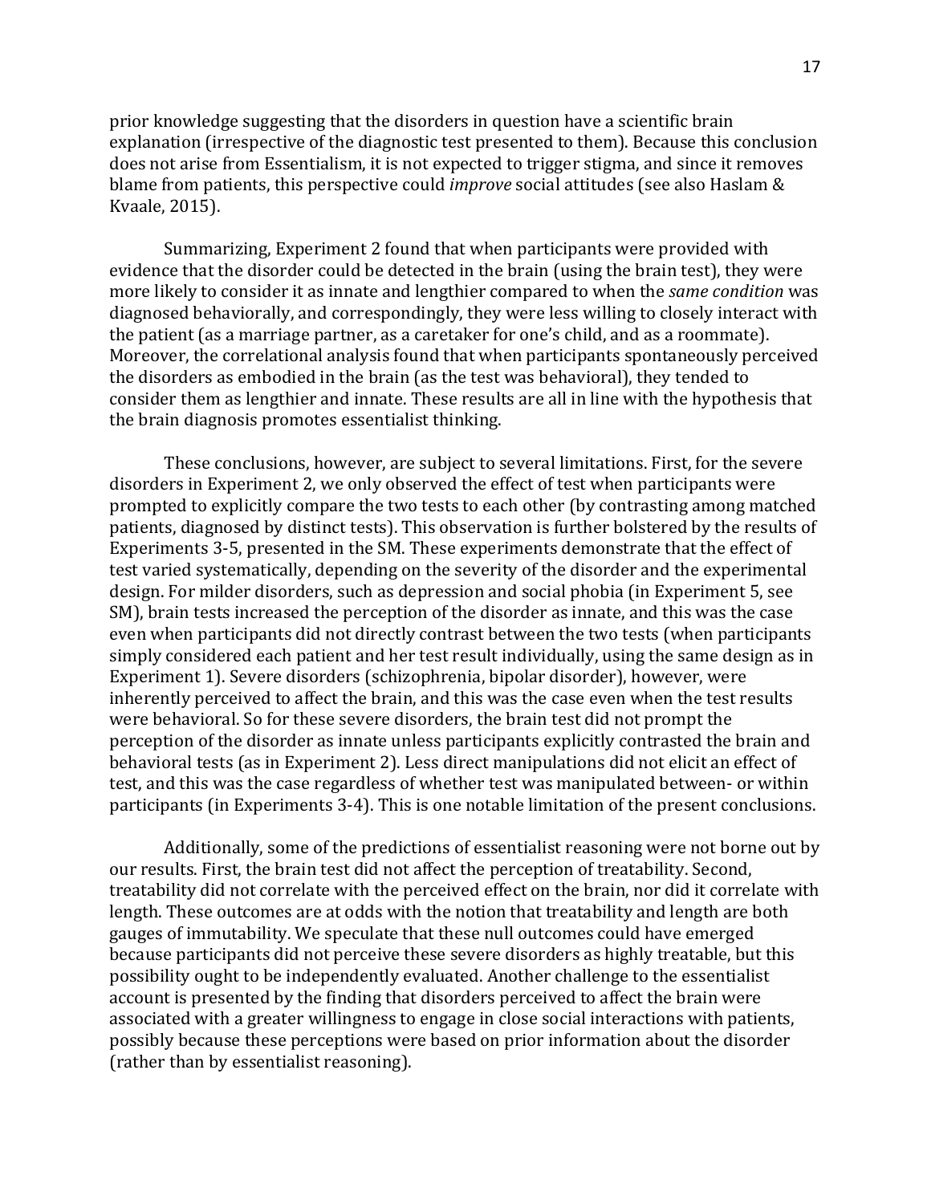prior knowledge suggesting that the disorders in question have a scientific brain explanation (irrespective of the diagnostic test presented to them). Because this conclusion does not arise from Essentialism, it is not expected to trigger stigma, and since it removes blame from patients, this perspective could *improve* social attitudes (see also Haslam & Kvaale, 2015).

Summarizing, Experiment 2 found that when participants were provided with evidence that the disorder could be detected in the brain (using the brain test), they were more likely to consider it as innate and lengthier compared to when the *same condition* was diagnosed behaviorally, and correspondingly, they were less willing to closely interact with the patient (as a marriage partner, as a caretaker for one's child, and as a roommate). Moreover, the correlational analysis found that when participants spontaneously perceived the disorders as embodied in the brain (as the test was behavioral), they tended to consider them as lengthier and innate. These results are all in line with the hypothesis that the brain diagnosis promotes essentialist thinking.

These conclusions, however, are subject to several limitations. First, for the severe disorders in Experiment 2, we only observed the effect of test when participants were prompted to explicitly compare the two tests to each other (by contrasting among matched patients, diagnosed by distinct tests). This observation is further bolstered by the results of Experiments 3-5, presented in the SM. These experiments demonstrate that the effect of test varied systematically, depending on the severity of the disorder and the experimental design. For milder disorders, such as depression and social phobia (in Experiment 5, see SM), brain tests increased the perception of the disorder as innate, and this was the case even when participants did not directly contrast between the two tests (when participants simply considered each patient and her test result individually, using the same design as in Experiment 1). Severe disorders (schizophrenia, bipolar disorder), however, were inherently perceived to affect the brain, and this was the case even when the test results were behavioral. So for these severe disorders, the brain test did not prompt the perception of the disorder as innate unless participants explicitly contrasted the brain and behavioral tests (as in Experiment 2). Less direct manipulations did not elicit an effect of test, and this was the case regardless of whether test was manipulated between- or within participants (in Experiments 3-4). This is one notable limitation of the present conclusions.

Additionally, some of the predictions of essentialist reasoning were not borne out by our results. First, the brain test did not affect the perception of treatability. Second, treatability did not correlate with the perceived effect on the brain, nor did it correlate with length. These outcomes are at odds with the notion that treatability and length are both gauges of immutability. We speculate that these null outcomes could have emerged because participants did not perceive these severe disorders as highly treatable, but this possibility ought to be independently evaluated. Another challenge to the essentialist account is presented by the finding that disorders perceived to affect the brain were associated with a greater willingness to engage in close social interactions with patients, possibly because these perceptions were based on prior information about the disorder (rather than by essentialist reasoning).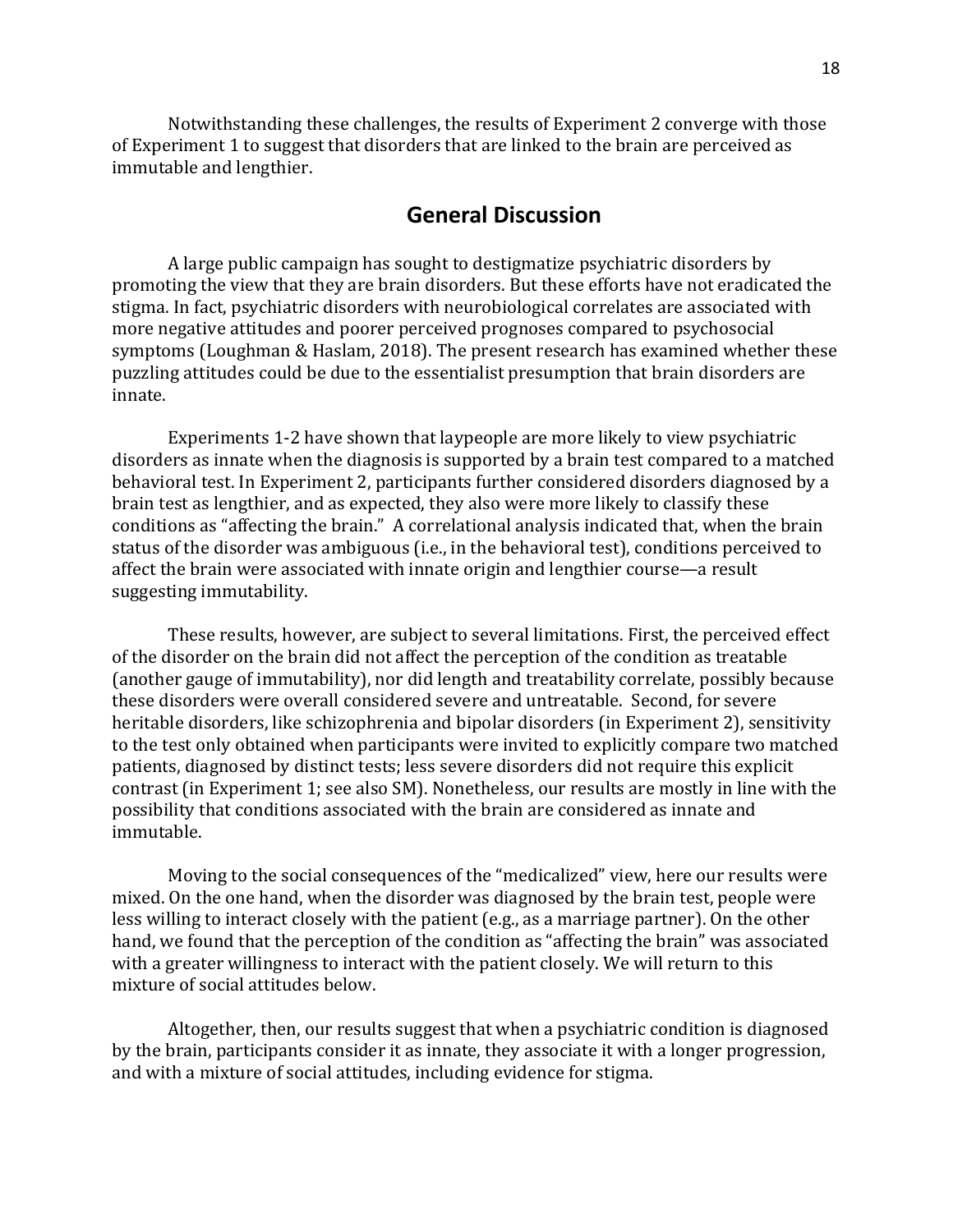Notwithstanding these challenges, the results of Experiment 2 converge with those of Experiment 1 to suggest that disorders that are linked to the brain are perceived as immutable and lengthier.

## General Discussion

A large public campaign has sought to destigmatize psychiatric disorders by promoting the view that they are brain disorders. But these efforts have not eradicated the stigma. In fact, psychiatric disorders with neurobiological correlates are associated with more negative attitudes and poorer perceived prognoses compared to psychosocial symptoms (Loughman & Haslam, 2018). The present research has examined whether these puzzling attitudes could be due to the essentialist presumption that brain disorders are innate.

Experiments 1-2 have shown that laypeople are more likely to view psychiatric disorders as innate when the diagnosis is supported by a brain test compared to a matched behavioral test. In Experiment 2, participants further considered disorders diagnosed by a brain test as lengthier, and as expected, they also were more likely to classify these conditions as "affecting the brain." A correlational analysis indicated that, when the brain status of the disorder was ambiguous (i.e., in the behavioral test), conditions perceived to affect the brain were associated with innate origin and lengthier course—a result suggesting immutability.

These results, however, are subject to several limitations. First, the perceived effect of the disorder on the brain did not affect the perception of the condition as treatable (another gauge of immutability), nor did length and treatability correlate, possibly because these disorders were overall considered severe and untreatable. Second, for severe heritable disorders, like schizophrenia and bipolar disorders (in Experiment 2), sensitivity to the test only obtained when participants were invited to explicitly compare two matched patients, diagnosed by distinct tests; less severe disorders did not require this explicit contrast (in Experiment 1; see also SM). Nonetheless, our results are mostly in line with the possibility that conditions associated with the brain are considered as innate and immutable.

Moving to the social consequences of the "medicalized" view, here our results were mixed. On the one hand, when the disorder was diagnosed by the brain test, people were less willing to interact closely with the patient (e.g., as a marriage partner). On the other hand, we found that the perception of the condition as "affecting the brain" was associated with a greater willingness to interact with the patient closely. We will return to this mixture of social attitudes below.

Altogether, then, our results suggest that when a psychiatric condition is diagnosed by the brain, participants consider it as innate, they associate it with a longer progression, and with a mixture of social attitudes, including evidence for stigma.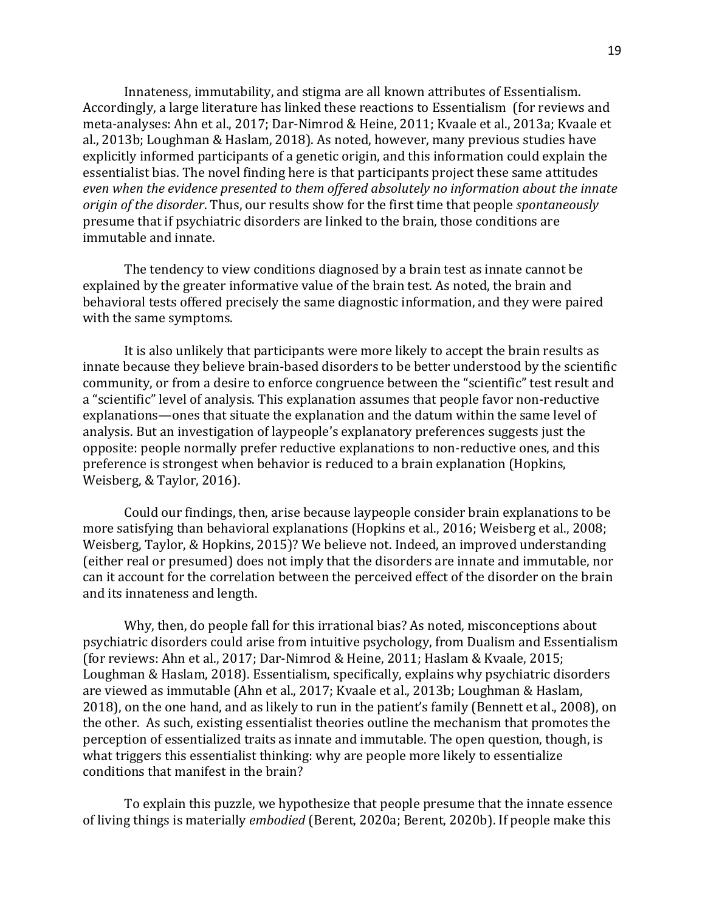Innateness, immutability, and stigma are all known attributes of Essentialism. Accordingly, a large literature has linked these reactions to Essentialism (for reviews and meta-analyses: Ahn et al., 2017; Dar-Nimrod & Heine, 2011; Kvaale et al., 2013a; Kvaale et al., 2013b; Loughman & Haslam, 2018). As noted, however, many previous studies have explicitly informed participants of a genetic origin, and this information could explain the essentialist bias. The novel finding here is that participants project these same attitudes *even when the evidence presented to them offered absolutely no information about the innate origin of the disorder*. Thus, our results show for the first time that people *spontaneously* presume that if psychiatric disorders are linked to the brain, those conditions are immutable and innate.

The tendency to view conditions diagnosed by a brain test as innate cannot be explained by the greater informative value of the brain test. As noted, the brain and behavioral tests offered precisely the same diagnostic information, and they were paired with the same symptoms.

It is also unlikely that participants were more likely to accept the brain results as innate because they believe brain-based disorders to be better understood by the scientific community, or from a desire to enforce congruence between the "scientific" test result and a "scientific" level of analysis. This explanation assumes that people favor non-reductive explanations—ones that situate the explanation and the datum within the same level of analysis. But an investigation of laypeople's explanatory preferences suggests just the opposite: people normally prefer reductive explanations to non-reductive ones, and this preference is strongest when behavior is reduced to a brain explanation (Hopkins, Weisberg, & Taylor, 2016).

Could our findings, then, arise because laypeople consider brain explanations to be more satisfying than behavioral explanations (Hopkins et al., 2016; Weisberg et al., 2008; Weisberg, Taylor, & Hopkins, 2015)? We believe not. Indeed, an improved understanding (either real or presumed) does not imply that the disorders are innate and immutable, nor can it account for the correlation between the perceived effect of the disorder on the brain and its innateness and length.

Why, then, do people fall for this irrational bias? As noted, misconceptions about psychiatric disorders could arise from intuitive psychology, from Dualism and Essentialism (for reviews: Ahn et al., 2017; Dar-Nimrod & Heine, 2011; Haslam & Kvaale, 2015; Loughman & Haslam, 2018). Essentialism, specifically, explains why psychiatric disorders are viewed as immutable (Ahn et al., 2017; Kvaale et al., 2013b; Loughman & Haslam, 2018), on the one hand, and as likely to run in the patient's family (Bennett et al., 2008), on the other. As such, existing essentialist theories outline the mechanism that promotes the perception of essentialized traits as innate and immutable. The open question, though, is what triggers this essentialist thinking: why are people more likely to essentialize conditions that manifest in the brain?

To explain this puzzle, we hypothesize that people presume that the innate essence of living things is materially *embodied* (Berent, 2020a; Berent, 2020b). If people make this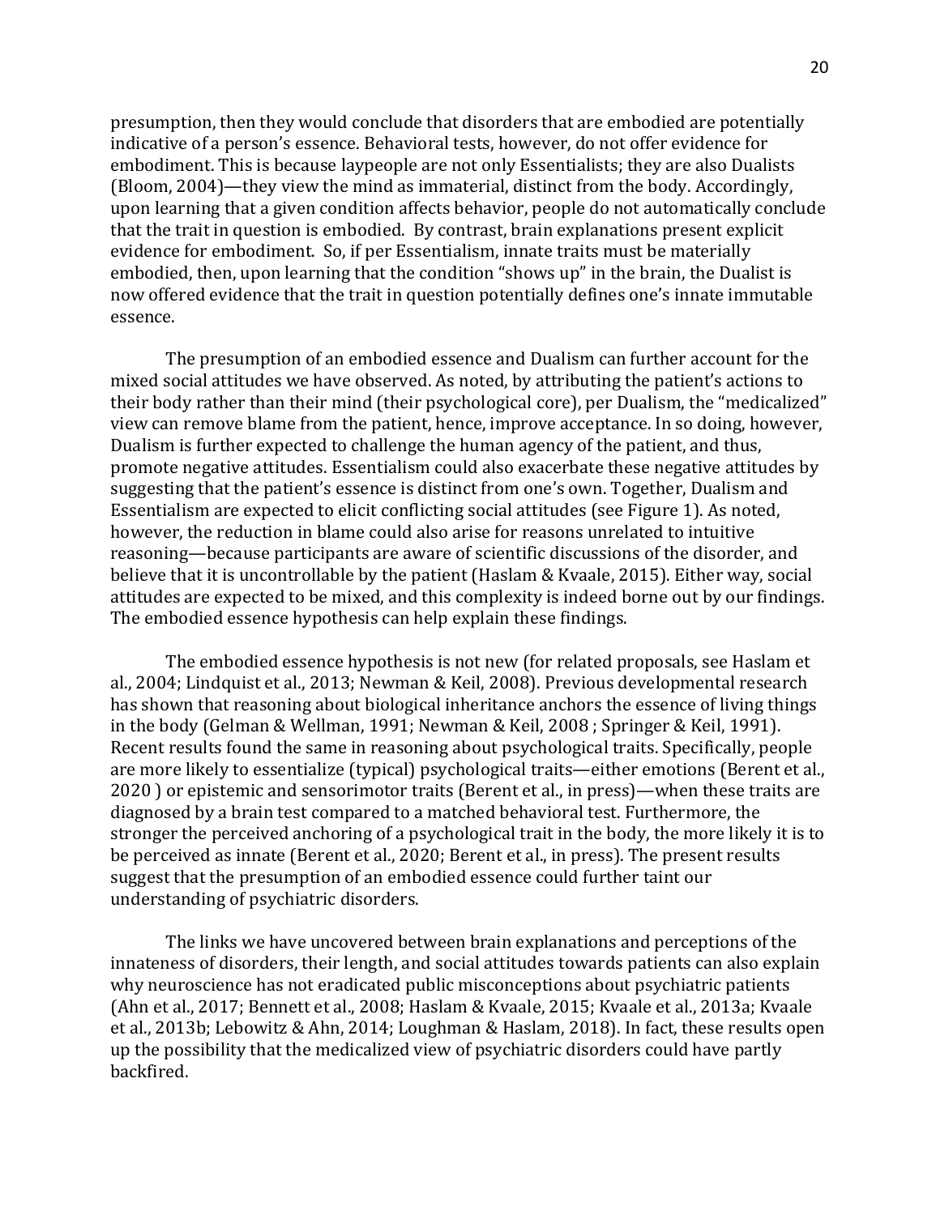presumption, then they would conclude that disorders that are embodied are potentially indicative of a person's essence. Behavioral tests, however, do not offer evidence for embodiment. This is because laypeople are not only Essentialists; they are also Dualists (Bloom, 2004)—they view the mind as immaterial, distinct from the body. Accordingly, upon learning that a given condition affects behavior, people do not automatically conclude that the trait in question is embodied. By contrast, brain explanations present explicit evidence for embodiment. So, if per Essentialism, innate traits must be materially embodied, then, upon learning that the condition "shows up" in the brain, the Dualist is now offered evidence that the trait in question potentially defines one's innate immutable essence.

The presumption of an embodied essence and Dualism can further account for the mixed social attitudes we have observed. As noted, by attributing the patient's actions to their body rather than their mind (their psychological core), per Dualism, the "medicalized" view can remove blame from the patient, hence, improve acceptance. In so doing, however, Dualism is further expected to challenge the human agency of the patient, and thus, promote negative attitudes. Essentialism could also exacerbate these negative attitudes by suggesting that the patient's essence is distinct from one's own. Together, Dualism and Essentialism are expected to elicit conflicting social attitudes (see Figure 1). As noted, however, the reduction in blame could also arise for reasons unrelated to intuitive reasoning—because participants are aware of scientific discussions of the disorder, and believe that it is uncontrollable by the patient (Haslam & Kvaale, 2015). Either way, social attitudes are expected to be mixed, and this complexity is indeed borne out by our findings. The embodied essence hypothesis can help explain these findings.

The embodied essence hypothesis is not new (for related proposals, see Haslam et al., 2004; Lindquist et al., 2013; Newman & Keil, 2008). Previous developmental research has shown that reasoning about biological inheritance anchors the essence of living things in the body (Gelman & Wellman, 1991; Newman & Keil, 2008 ; Springer & Keil, 1991). Recent results found the same in reasoning about psychological traits. Specifically, people are more likely to essentialize (typical) psychological traits—either emotions (Berent et al., 2020 ) or epistemic and sensorimotor traits (Berent et al., in press)—when these traits are diagnosed by a brain test compared to a matched behavioral test. Furthermore, the stronger the perceived anchoring of a psychological trait in the body, the more likely it is to be perceived as innate (Berent et al., 2020; Berent et al., in press). The present results suggest that the presumption of an embodied essence could further taint our understanding of psychiatric disorders.

The links we have uncovered between brain explanations and perceptions of the innateness of disorders, their length, and social attitudes towards patients can also explain why neuroscience has not eradicated public misconceptions about psychiatric patients (Ahn et al., 2017; Bennett et al., 2008; Haslam & Kvaale, 2015; Kvaale et al., 2013a; Kvaale et al., 2013b; Lebowitz & Ahn, 2014; Loughman & Haslam, 2018). In fact, these results open up the possibility that the medicalized view of psychiatric disorders could have partly backfired.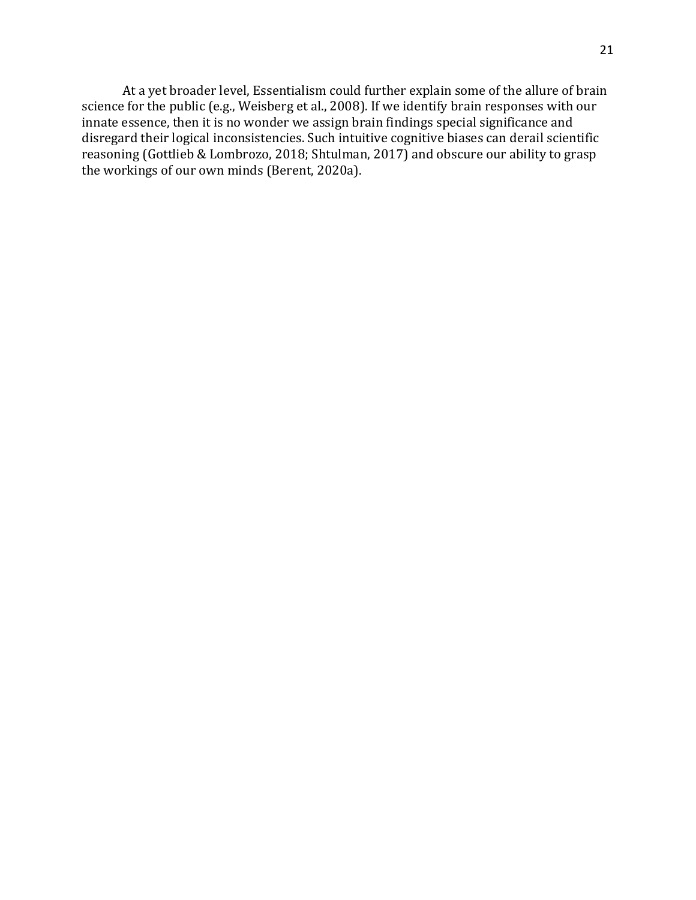At a yet broader level, Essentialism could further explain some of the allure of brain science for the public (e.g., Weisberg et al., 2008). If we identify brain responses with our innate essence, then it is no wonder we assign brain findings special significance and disregard their logical inconsistencies. Such intuitive cognitive biases can derail scientific reasoning (Gottlieb & Lombrozo, 2018; Shtulman, 2017) and obscure our ability to grasp the workings of our own minds (Berent, 2020a).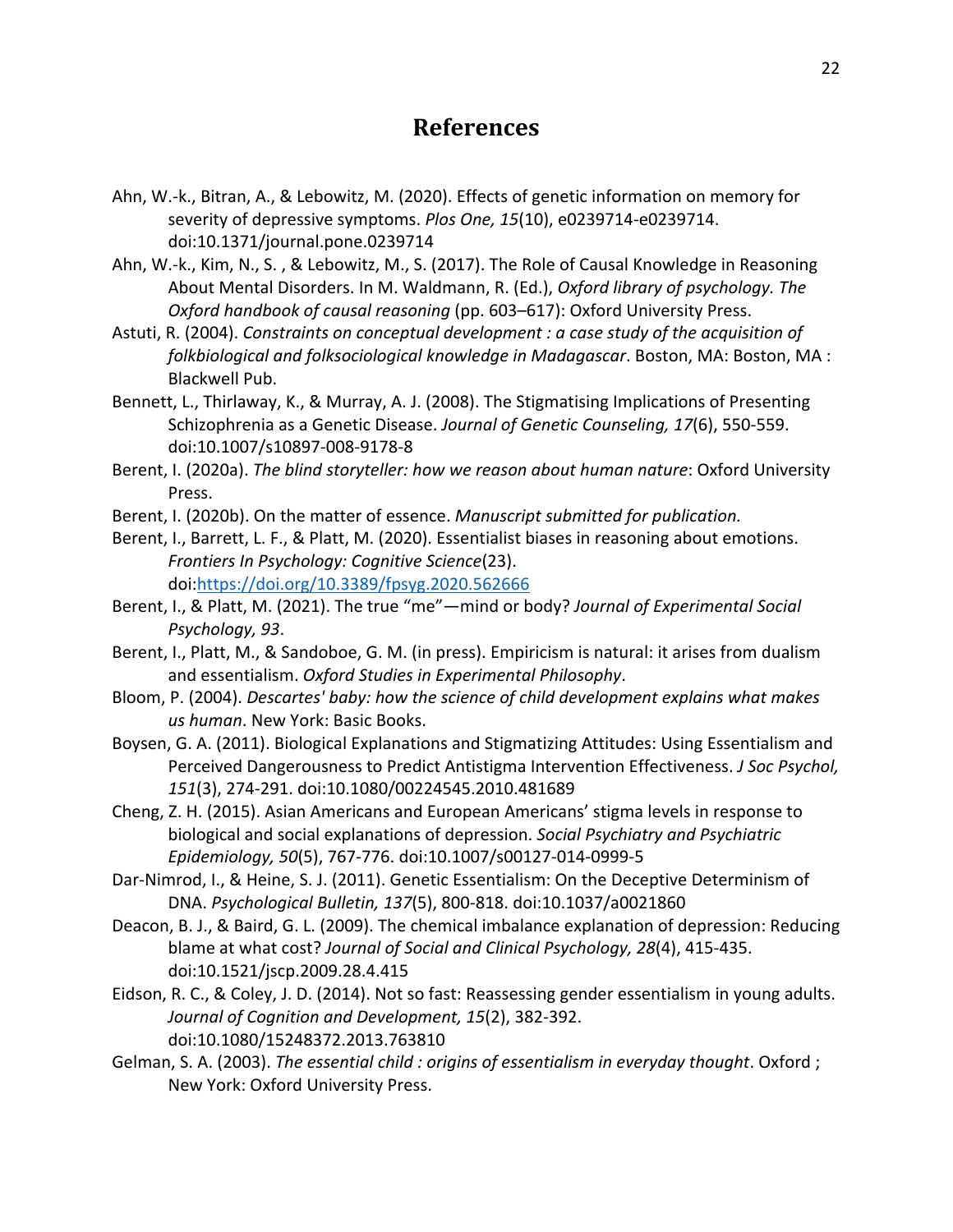# References

Ahn, W.-k., Bitran, A., & Lebowitz, M. (2020). Effects of genetic information on memory for severity of depressive symptoms. *Plos One, 15*(10), e0239714-e0239714. doi:10.1371/journal.pone.0239714

Ahn, W.-k., Kim, N., S. , & Lebowitz, M., S. (2017). The Role of Causal Knowledge in Reasoning About Mental Disorders. In M. Waldmann, R. (Ed.), *Oxford library of psychology. The Oxford handbook of causal reasoning* (pp. 603–617): Oxford University Press.

Astuti, R. (2004). *Constraints on conceptual development : a case study of the acquisition of folkbiological and folksociological knowledge in Madagascar*. Boston, MA: Boston, MA : Blackwell Pub.

Bennett, L., Thirlaway, K., & Murray, A. J. (2008). The Stigmatising Implications of Presenting Schizophrenia as a Genetic Disease. *Journal of Genetic Counseling, 17*(6), 550-559. doi:10.1007/s10897-008-9178-8

Berent, I. (2020a). *The blind storyteller: how we reason about human nature*: Oxford University Press.

Berent, I. (2020b). On the matter of essence. *Manuscript submitted for publication.*

Berent, I., Barrett, L. F., & Platt, M. (2020). Essentialist biases in reasoning about emotions. *Frontiers In Psychology: Cognitive Science*(23). doi:https://doi.org/10.3389/fpsyg.2020.562666

Berent, I., & Platt, M. (2021). The true "me"—mind or body? *Journal of Experimental Social Psychology, 93*.

Berent, I., Platt, M., & Sandoboe, G. M. (in press). Empiricism is natural: it arises from dualism and essentialism. *Oxford Studies in Experimental Philosophy*.

Bloom, P. (2004). *Descartes' baby: how the science of child development explains what makes us human*. New York: Basic Books.

Boysen, G. A. (2011). Biological Explanations and Stigmatizing Attitudes: Using Essentialism and Perceived Dangerousness to Predict Antistigma Intervention Effectiveness. *J Soc Psychol, 151*(3), 274-291. doi:10.1080/00224545.2010.481689

Cheng, Z. H. (2015). Asian Americans and European Americans' stigma levels in response to biological and social explanations of depression. *Social Psychiatry and Psychiatric Epidemiology, 50*(5), 767-776. doi:10.1007/s00127-014-0999-5

Dar-Nimrod, I., & Heine, S. J. (2011). Genetic Essentialism: On the Deceptive Determinism of DNA. *Psychological Bulletin, 137*(5), 800-818. doi:10.1037/a0021860

Deacon, B. J., & Baird, G. L. (2009). The chemical imbalance explanation of depression: Reducing blame at what cost? *Journal of Social and Clinical Psychology, 28*(4), 415-435. doi:10.1521/jscp.2009.28.4.415

Eidson, R. C., & Coley, J. D. (2014). Not so fast: Reassessing gender essentialism in young adults. *Journal of Cognition and Development, 15*(2), 382-392. doi:10.1080/15248372.2013.763810

Gelman, S. A. (2003). *The essential child : origins of essentialism in everyday thought*. Oxford ; New York: Oxford University Press.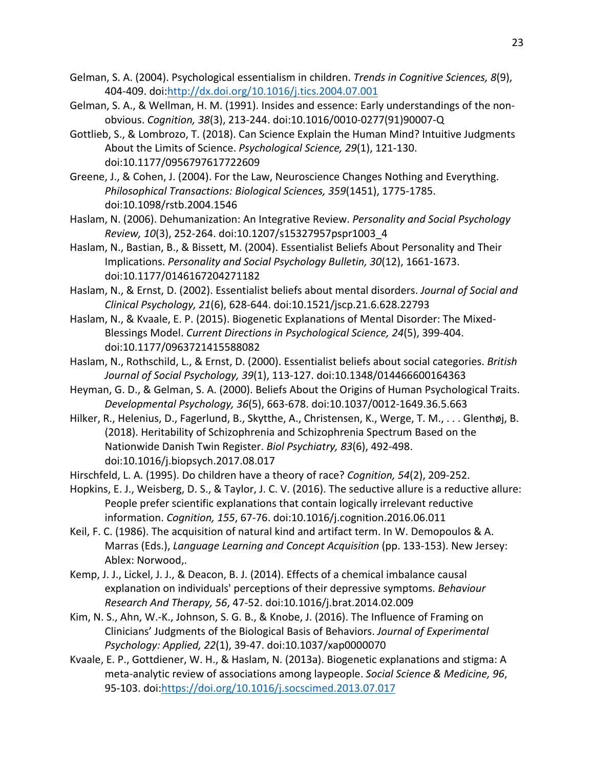Gelman, S. A. (2004). Psychological essentialism in children. *Trends in Cognitive Sciences, 8*(9), 404-409. doi:http://dx.doi.org/10.1016/j.tics.2004.07.001

Gelman, S. A., & Wellman, H. M. (1991). Insides and essence: Early understandings of the non-obvious. *Cognition, 38*(3), 213-244. doi:10.1016/0010-0277(91)90007-Q

Gottlieb, S., & Lombrozo, T. (2018). Can Science Explain the Human Mind? Intuitive Judgments About the Limits of Science. *Psychological Science, 29*(1), 121-130. doi:10.1177/0956797617722609

Greene, J., & Cohen, J. (2004). For the Law, Neuroscience Changes Nothing and Everything. *Philosophical Transactions: Biological Sciences, 359*(1451), 1775-1785. doi:10.1098/rstb.2004.1546

Haslam, N. (2006). Dehumanization: An Integrative Review. *Personality and Social Psychology Review, 10*(3), 252-264. doi:10.1207/s15327957pspr1003_4

Haslam, N., Bastian, B., & Bissett, M. (2004). Essentialist Beliefs About Personality and Their Implications. *Personality and Social Psychology Bulletin, 30*(12), 1661-1673. doi:10.1177/0146167204271182

Haslam, N., & Ernst, D. (2002). Essentialist beliefs about mental disorders. *Journal of Social and Clinical Psychology, 21*(6), 628-644. doi:10.1521/jscp.21.6.628.22793

Haslam, N., & Kvaale, E. P. (2015). Biogenetic Explanations of Mental Disorder: The Mixed-Blessings Model. *Current Directions in Psychological Science, 24*(5), 399-404. doi:10.1177/0963721415588082

Haslam, N., Rothschild, L., & Ernst, D. (2000). Essentialist beliefs about social categories. *British Journal of Social Psychology, 39*(1), 113-127. doi:10.1348/014466600164363

Heyman, G. D., & Gelman, S. A. (2000). Beliefs About the Origins of Human Psychological Traits. *Developmental Psychology, 36*(5), 663-678. doi:10.1037/0012-1649.36.5.663

Hilker, R., Helenius, D., Fagerlund, B., Skytthe, A., Christensen, K., Werge, T. M., . . . Glenthøj, B. (2018). Heritability of Schizophrenia and Schizophrenia Spectrum Based on the Nationwide Danish Twin Register. *Biol Psychiatry, 83*(6), 492-498. doi:10.1016/j.biopsych.2017.08.017

Hirschfeld, L. A. (1995). Do children have a theory of race? *Cognition, 54*(2), 209-252.

Hopkins, E. J., Weisberg, D. S., & Taylor, J. C. V. (2016). The seductive allure is a reductive allure: People prefer scientific explanations that contain logically irrelevant reductive information. *Cognition, 155*, 67-76. doi:10.1016/j.cognition.2016.06.011

Keil, F. C. (1986). The acquisition of natural kind and artifact term. In W. Demopoulos & A. Marras (Eds.), *Language Learning and Concept Acquisition* (pp. 133-153). New Jersey: Ablex: Norwood,.

Kemp, J. J., Lickel, J. J., & Deacon, B. J. (2014). Effects of a chemical imbalance causal explanation on individuals' perceptions of their depressive symptoms. *Behaviour Research And Therapy, 56*, 47-52. doi:10.1016/j.brat.2014.02.009

Kim, N. S., Ahn, W.-K., Johnson, S. G. B., & Knobe, J. (2016). The Influence of Framing on Clinicians' Judgments of the Biological Basis of Behaviors. *Journal of Experimental Psychology: Applied, 22*(1), 39-47. doi:10.1037/xap0000070

Kvaale, E. P., Gottdiener, W. H., & Haslam, N. (2013a). Biogenetic explanations and stigma: A meta-analytic review of associations among laypeople. *Social Science & Medicine, 96*, 95-103. doi:https://doi.org/10.1016/j.socscimed.2013.07.017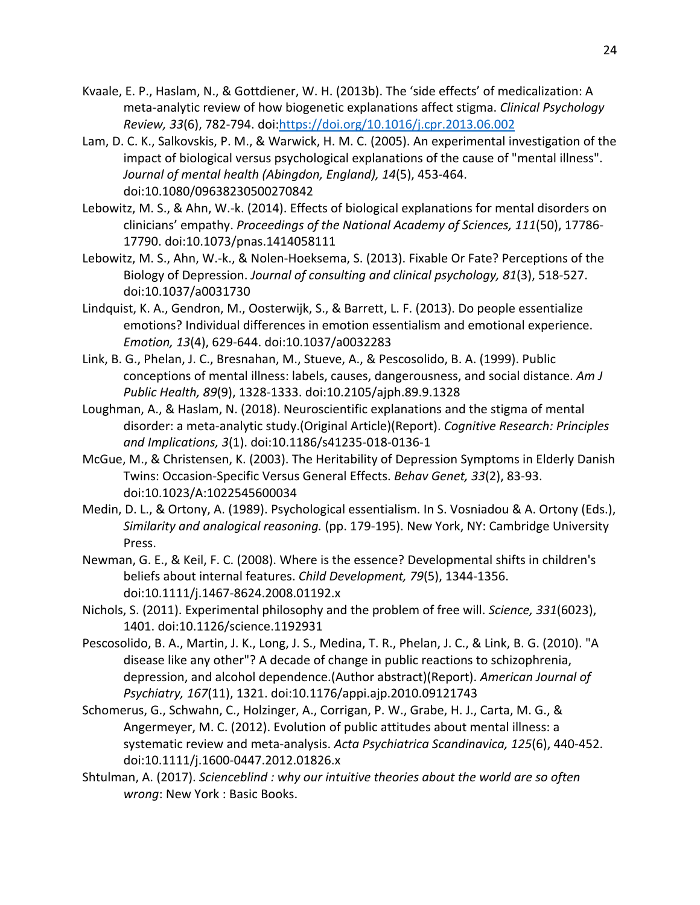Kvaale, E. P., Haslam, N., & Gottdiener, W. H. (2013b). The 'side effects' of medicalization: A meta-analytic review of how biogenetic explanations affect stigma. *Clinical Psychology Review, 33*(6), 782-794. doi:https://doi.org/10.1016/j.cpr.2013.06.002

Lam, D. C. K., Salkovskis, P. M., & Warwick, H. M. C. (2005). An experimental investigation of the impact of biological versus psychological explanations of the cause of "mental illness". *Journal of mental health (Abingdon, England), 14*(5), 453-464. doi:10.1080/09638230500270842

Lebowitz, M. S., & Ahn, W.-k. (2014). Effects of biological explanations for mental disorders on clinicians' empathy. *Proceedings of the National Academy of Sciences, 111*(50), 17786-17790. doi:10.1073/pnas.1414058111

Lebowitz, M. S., Ahn, W.-k., & Nolen-Hoeksema, S. (2013). Fixable Or Fate? Perceptions of the Biology of Depression. *Journal of consulting and clinical psychology, 81*(3), 518-527. doi:10.1037/a0031730

Lindquist, K. A., Gendron, M., Oosterwijk, S., & Barrett, L. F. (2013). Do people essentialize emotions? Individual differences in emotion essentialism and emotional experience. *Emotion, 13*(4), 629-644. doi:10.1037/a0032283

Link, B. G., Phelan, J. C., Bresnahan, M., Stueve, A., & Pescosolido, B. A. (1999). Public conceptions of mental illness: labels, causes, dangerousness, and social distance. *Am J Public Health, 89*(9), 1328-1333. doi:10.2105/ajph.89.9.1328

Loughman, A., & Haslam, N. (2018). Neuroscientific explanations and the stigma of mental disorder: a meta-analytic study.(Original Article)(Report). *Cognitive Research: Principles and Implications, 3*(1). doi:10.1186/s41235-018-0136-1

McGue, M., & Christensen, K. (2003). The Heritability of Depression Symptoms in Elderly Danish Twins: Occasion-Specific Versus General Effects. *Behav Genet, 33*(2), 83-93. doi:10.1023/A:1022545600034

Medin, D. L., & Ortony, A. (1989). Psychological essentialism. In S. Vosniadou & A. Ortony (Eds.), *Similarity and analogical reasoning.* (pp. 179-195). New York, NY: Cambridge University Press.

Newman, G. E., & Keil, F. C. (2008). Where is the essence? Developmental shifts in children's beliefs about internal features. *Child Development, 79*(5), 1344-1356. doi:10.1111/j.1467-8624.2008.01192.x

Nichols, S. (2011). Experimental philosophy and the problem of free will. *Science, 331*(6023), 1401. doi:10.1126/science.1192931

Pescosolido, B. A., Martin, J. K., Long, J. S., Medina, T. R., Phelan, J. C., & Link, B. G. (2010). "A disease like any other"? A decade of change in public reactions to schizophrenia, depression, and alcohol dependence.(Author abstract)(Report). *American Journal of Psychiatry, 167*(11), 1321. doi:10.1176/appi.ajp.2010.09121743

Schomerus, G., Schwahn, C., Holzinger, A., Corrigan, P. W., Grabe, H. J., Carta, M. G., & Angermeyer, M. C. (2012). Evolution of public attitudes about mental illness: a systematic review and meta-analysis. *Acta Psychiatrica Scandinavica, 125*(6), 440-452. doi:10.1111/j.1600-0447.2012.01826.x

Shtulman, A. (2017). *Scienceblind : why our intuitive theories about the world are so often wrong*: New York : Basic Books.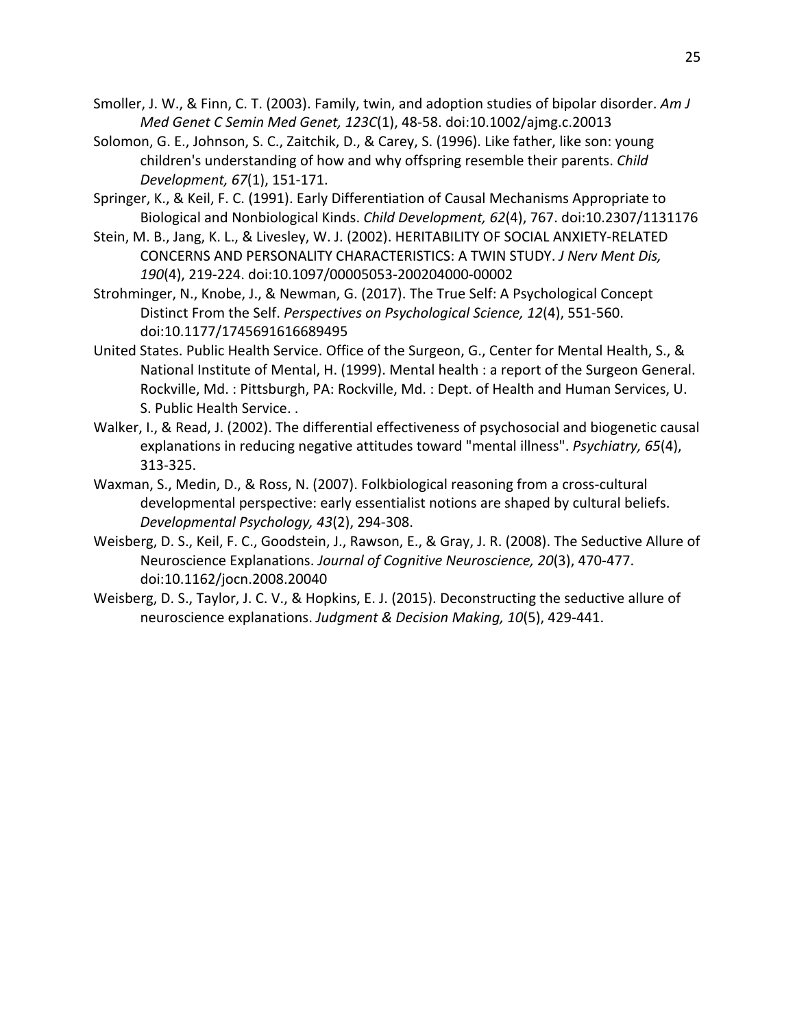Smoller, J. W., & Finn, C. T. (2003). Family, twin, and adoption studies of bipolar disorder. *Am J Med Genet C Semin Med Genet, 123C*(1), 48-58. doi:10.1002/ajmg.c.20013

Solomon, G. E., Johnson, S. C., Zaitchik, D., & Carey, S. (1996). Like father, like son: young children's understanding of how and why offspring resemble their parents. *Child Development, 67*(1), 151-171.

Springer, K., & Keil, F. C. (1991). Early Differentiation of Causal Mechanisms Appropriate to Biological and Nonbiological Kinds. *Child Development, 62*(4), 767. doi:10.2307/1131176

Stein, M. B., Jang, K. L., & Livesley, W. J. (2002). HERITABILITY OF SOCIAL ANXIETY-RELATED CONCERNS AND PERSONALITY CHARACTERISTICS: A TWIN STUDY. *J Nerv Ment Dis, 190*(4), 219-224. doi:10.1097/00005053-200204000-00002

Strohminger, N., Knobe, J., & Newman, G. (2017). The True Self: A Psychological Concept Distinct From the Self. *Perspectives on Psychological Science, 12*(4), 551-560. doi:10.1177/1745691616689495

United States. Public Health Service. Office of the Surgeon, G., Center for Mental Health, S., & National Institute of Mental, H. (1999). Mental health : a report of the Surgeon General. Rockville, Md. : Pittsburgh, PA: Rockville, Md. : Dept. of Health and Human Services, U. S. Public Health Service. .

Walker, I., & Read, J. (2002). The differential effectiveness of psychosocial and biogenetic causal explanations in reducing negative attitudes toward "mental illness". *Psychiatry, 65*(4), 313-325.

Waxman, S., Medin, D., & Ross, N. (2007). Folkbiological reasoning from a cross-cultural developmental perspective: early essentialist notions are shaped by cultural beliefs. *Developmental Psychology, 43*(2), 294-308.

Weisberg, D. S., Keil, F. C., Goodstein, J., Rawson, E., & Gray, J. R. (2008). The Seductive Allure of Neuroscience Explanations. *Journal of Cognitive Neuroscience, 20*(3), 470-477. doi:10.1162/jocn.2008.20040

Weisberg, D. S., Taylor, J. C. V., & Hopkins, E. J. (2015). Deconstructing the seductive allure of neuroscience explanations. *Judgment & Decision Making, 10*(5), 429-441.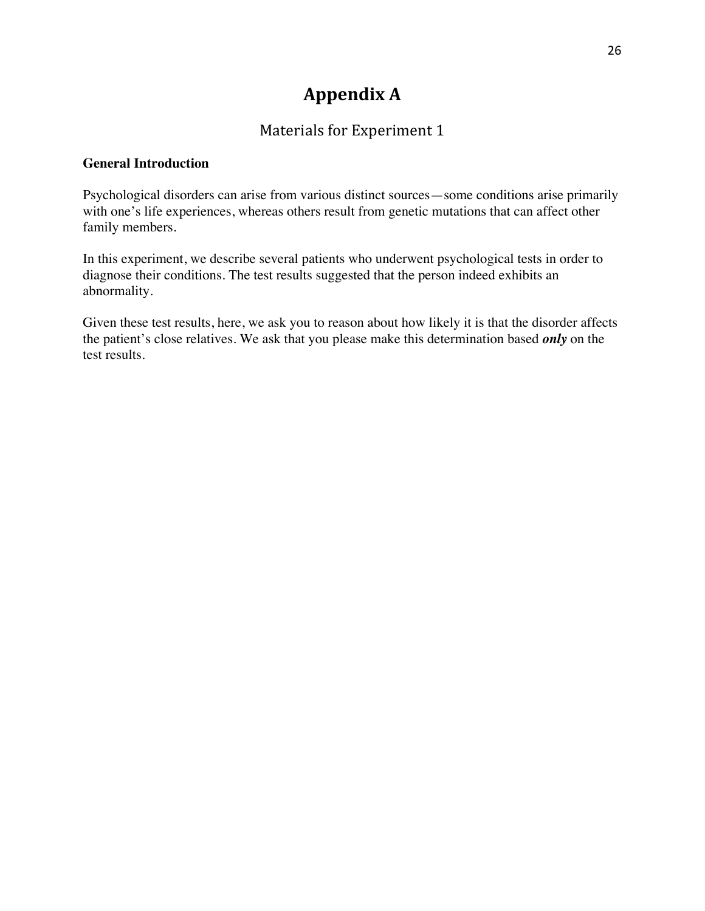# Appendix A

## Materials for Experiment 1

**General Introduction**

Psychological disorders can arise from various distinct sources—some conditions arise primarily with one's life experiences, whereas others result from genetic mutations that can affect other family members.

In this experiment, we describe several patients who underwent psychological tests in order to diagnose their conditions. The test results suggested that the person indeed exhibits an abnormality.

Given these test results, here, we ask you to reason about how likely it is that the disorder affects the patient's close relatives. We ask that you please make this determination based ***only*** on the test results.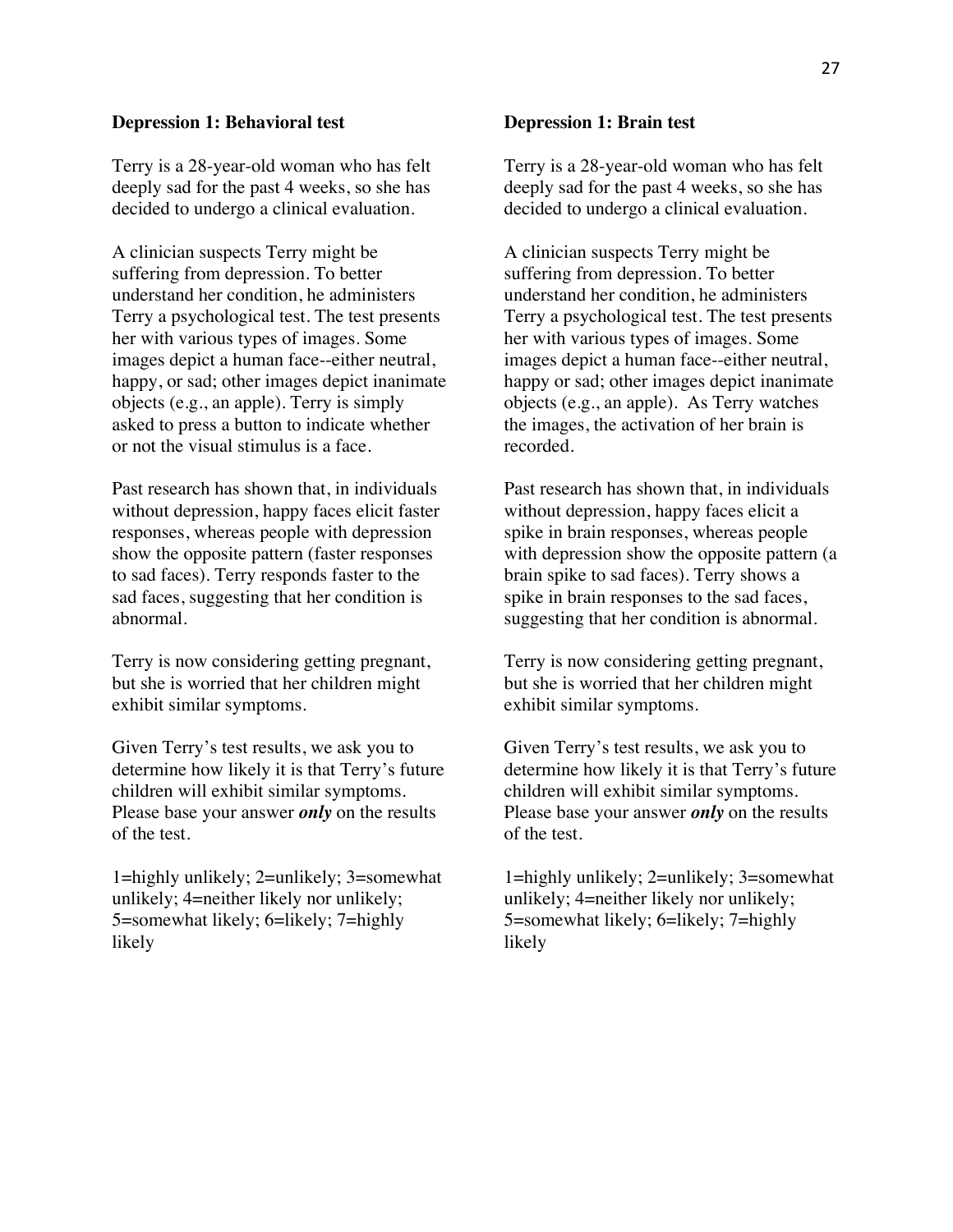**Depression 1: Behavioral test**

Terry is a 28-year-old woman who has felt deeply sad for the past 4 weeks, so she has decided to undergo a clinical evaluation.

A clinician suspects Terry might be suffering from depression. To better understand her condition, he administers Terry a psychological test. The test presents her with various types of images. Some images depict a human face--either neutral, happy, or sad; other images depict inanimate objects (e.g., an apple). Terry is simply asked to press a button to indicate whether or not the visual stimulus is a face.

Past research has shown that, in individuals without depression, happy faces elicit faster responses, whereas people with depression show the opposite pattern (faster responses to sad faces). Terry responds faster to the sad faces, suggesting that her condition is abnormal.

Terry is now considering getting pregnant, but she is worried that her children might exhibit similar symptoms.

Given Terry's test results, we ask you to determine how likely it is that Terry's future children will exhibit similar symptoms. Please base your answer ***only*** on the results of the test.

1=highly unlikely; 2=unlikely; 3=somewhat unlikely; 4=neither likely nor unlikely; 5=somewhat likely; 6=likely; 7=highly likely

**Depression 1: Brain test**

Terry is a 28-year-old woman who has felt deeply sad for the past 4 weeks, so she has decided to undergo a clinical evaluation.

A clinician suspects Terry might be suffering from depression. To better understand her condition, he administers Terry a psychological test. The test presents her with various types of images. Some images depict a human face--either neutral, happy or sad; other images depict inanimate objects (e.g., an apple). As Terry watches the images, the activation of her brain is recorded.

Past research has shown that, in individuals without depression, happy faces elicit a spike in brain responses, whereas people with depression show the opposite pattern (a brain spike to sad faces). Terry shows a spike in brain responses to the sad faces, suggesting that her condition is abnormal.

Terry is now considering getting pregnant, but she is worried that her children might exhibit similar symptoms.

Given Terry's test results, we ask you to determine how likely it is that Terry's future children will exhibit similar symptoms. Please base your answer ***only*** on the results of the test.

1=highly unlikely; 2=unlikely; 3=somewhat unlikely; 4=neither likely nor unlikely; 5=somewhat likely; 6=likely; 7=highly likely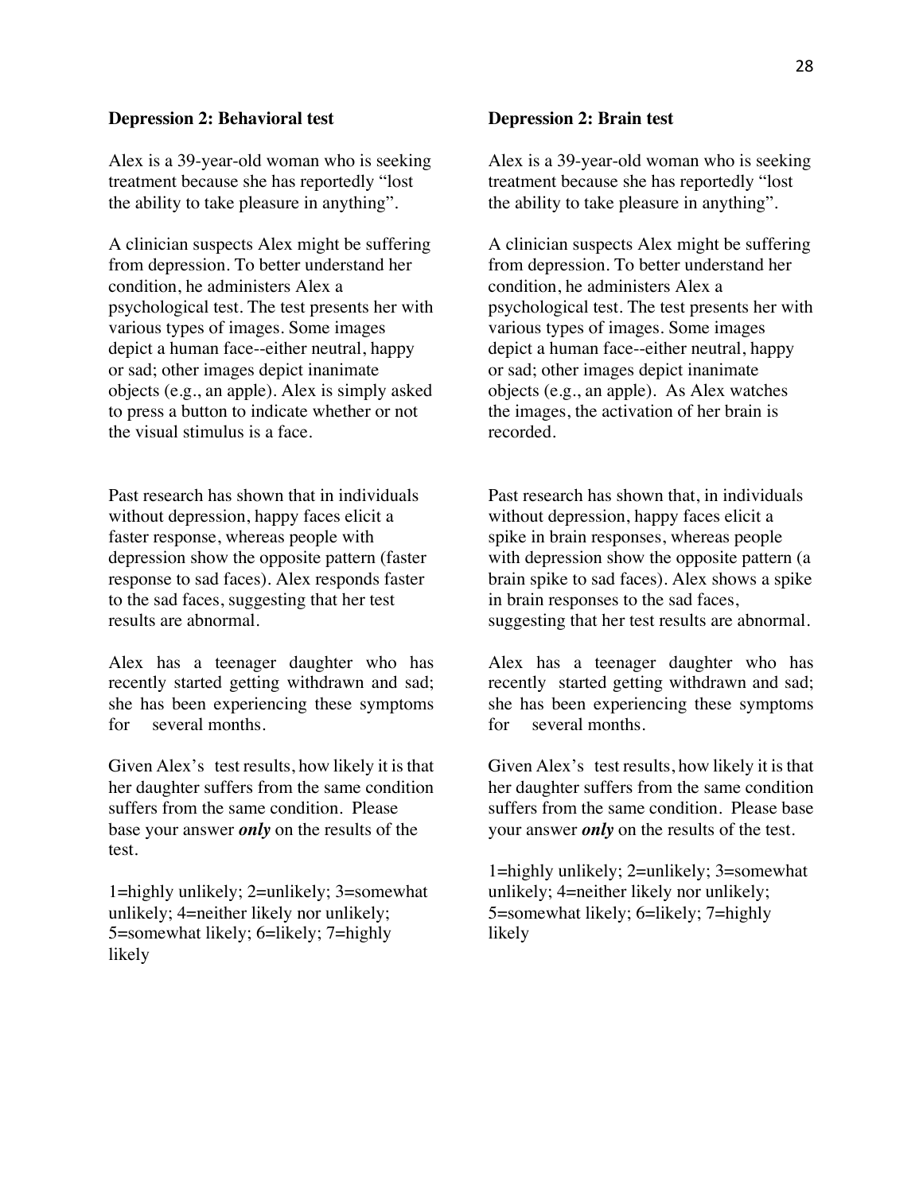**Depression 2: Behavioral test**

Alex is a 39-year-old woman who is seeking treatment because she has reportedly "lost the ability to take pleasure in anything".

A clinician suspects Alex might be suffering from depression. To better understand her condition, he administers Alex a psychological test. The test presents her with various types of images. Some images depict a human face--either neutral, happy or sad; other images depict inanimate objects (e.g., an apple). Alex is simply asked to press a button to indicate whether or not the visual stimulus is a face.

Past research has shown that in individuals without depression, happy faces elicit a faster response, whereas people with depression show the opposite pattern (faster response to sad faces). Alex responds faster to the sad faces, suggesting that her test results are abnormal.

Alex has a teenager daughter who has recently started getting withdrawn and sad; she has been experiencing these symptoms for several months.

Given Alex's test results, how likely it is that her daughter suffers from the same condition suffers from the same condition. Please base your answer ***only*** on the results of the test.

1=highly unlikely; 2=unlikely; 3=somewhat unlikely; 4=neither likely nor unlikely; 5=somewhat likely; 6=likely; 7=highly likely

**Depression 2: Brain test**

Alex is a 39-year-old woman who is seeking treatment because she has reportedly "lost the ability to take pleasure in anything".

A clinician suspects Alex might be suffering from depression. To better understand her condition, he administers Alex a psychological test. The test presents her with various types of images. Some images depict a human face--either neutral, happy or sad; other images depict inanimate objects (e.g., an apple). As Alex watches the images, the activation of her brain is recorded.

Past research has shown that, in individuals without depression, happy faces elicit a spike in brain responses, whereas people with depression show the opposite pattern (a brain spike to sad faces). Alex shows a spike in brain responses to the sad faces, suggesting that her test results are abnormal.

Alex has a teenager daughter who has recently started getting withdrawn and sad; she has been experiencing these symptoms for several months.

Given Alex's test results, how likely it is that her daughter suffers from the same condition suffers from the same condition. Please base your answer ***only*** on the results of the test.

1=highly unlikely; 2=unlikely; 3=somewhat unlikely; 4=neither likely nor unlikely; 5=somewhat likely; 6=likely; 7=highly likely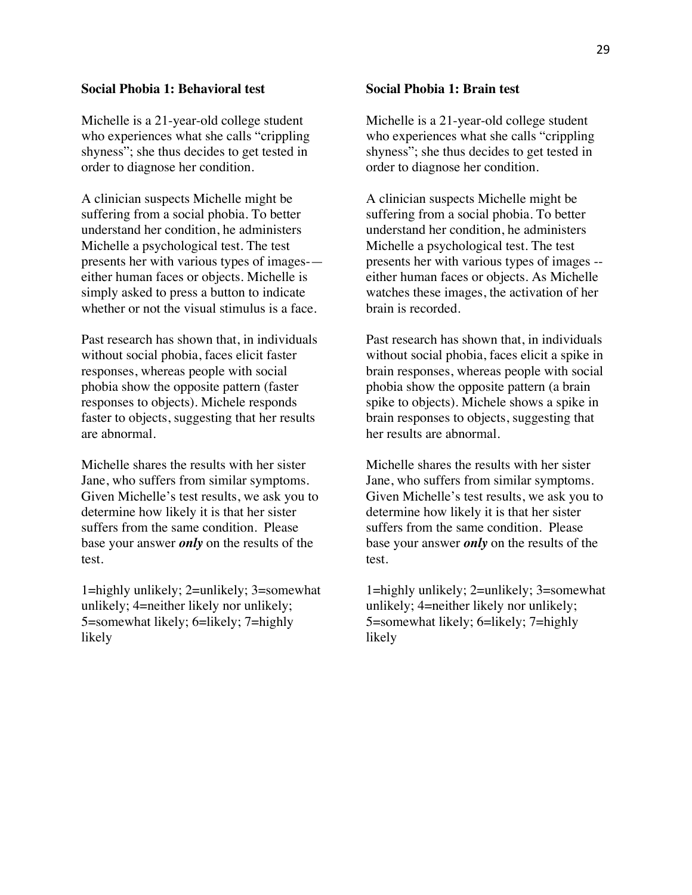**Social Phobia 1: Behavioral test**

Michelle is a 21-year-old college student who experiences what she calls “crippling shyness”; she thus decides to get tested in order to diagnose her condition.

A clinician suspects Michelle might be suffering from a social phobia. To better understand her condition, he administers Michelle a psychological test. The test presents her with various types of images-—either human faces or objects. Michelle is simply asked to press a button to indicate whether or not the visual stimulus is a face.

Past research has shown that, in individuals without social phobia, faces elicit faster responses, whereas people with social phobia show the opposite pattern (faster responses to objects). Michele responds faster to objects, suggesting that her results are abnormal.

Michelle shares the results with her sister Jane, who suffers from similar symptoms. Given Michelle’s test results, we ask you to determine how likely it is that her sister suffers from the same condition. Please base your answer ***only*** on the results of the test.

1=highly unlikely; 2=unlikely; 3=somewhat unlikely; 4=neither likely nor unlikely; 5=somewhat likely; 6=likely; 7=highly likely

**Social Phobia 1: Brain test**

Michelle is a 21-year-old college student who experiences what she calls “crippling shyness”; she thus decides to get tested in order to diagnose her condition.

A clinician suspects Michelle might be suffering from a social phobia. To better understand her condition, he administers Michelle a psychological test. The test presents her with various types of images -- either human faces or objects. As Michelle watches these images, the activation of her brain is recorded.

Past research has shown that, in individuals without social phobia, faces elicit a spike in brain responses, whereas people with social phobia show the opposite pattern (a brain spike to objects). Michele shows a spike in brain responses to objects, suggesting that her results are abnormal.

Michelle shares the results with her sister Jane, who suffers from similar symptoms. Given Michelle’s test results, we ask you to determine how likely it is that her sister suffers from the same condition. Please base your answer ***only*** on the results of the test.

1=highly unlikely; 2=unlikely; 3=somewhat unlikely; 4=neither likely nor unlikely; 5=somewhat likely; 6=likely; 7=highly likely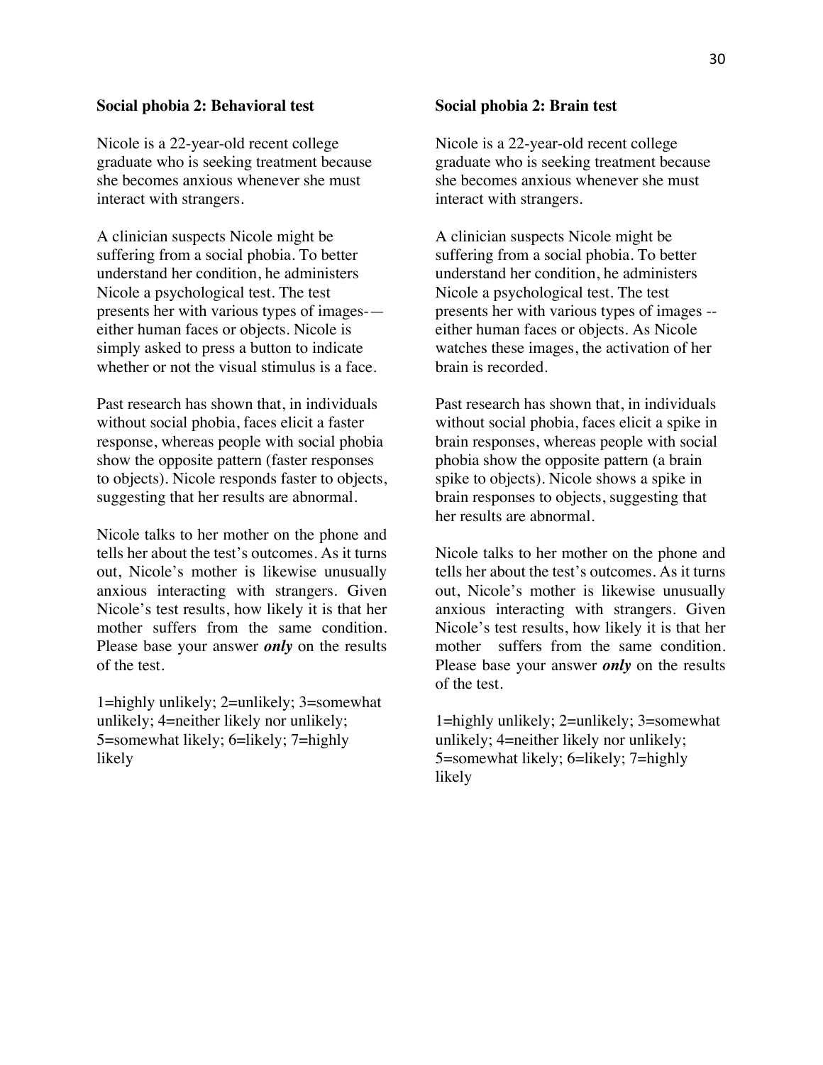**Social phobia 2: Behavioral test**

Nicole is a 22-year-old recent college graduate who is seeking treatment because she becomes anxious whenever she must interact with strangers.

A clinician suspects Nicole might be suffering from a social phobia. To better understand her condition, he administers Nicole a psychological test. The test presents her with various types of images-— either human faces or objects. Nicole is simply asked to press a button to indicate whether or not the visual stimulus is a face.

Past research has shown that, in individuals without social phobia, faces elicit a faster response, whereas people with social phobia show the opposite pattern (faster responses to objects). Nicole responds faster to objects, suggesting that her results are abnormal.

Nicole talks to her mother on the phone and tells her about the test's outcomes. As it turns out, Nicole's mother is likewise unusually anxious interacting with strangers. Given Nicole's test results, how likely it is that her mother suffers from the same condition. Please base your answer ***only*** on the results of the test.

1=highly unlikely; 2=unlikely; 3=somewhat unlikely; 4=neither likely nor unlikely; 5=somewhat likely; 6=likely; 7=highly likely

**Social phobia 2: Brain test**

Nicole is a 22-year-old recent college graduate who is seeking treatment because she becomes anxious whenever she must interact with strangers.

A clinician suspects Nicole might be suffering from a social phobia. To better understand her condition, he administers Nicole a psychological test. The test presents her with various types of images -- either human faces or objects. As Nicole watches these images, the activation of her brain is recorded.

Past research has shown that, in individuals without social phobia, faces elicit a spike in brain responses, whereas people with social phobia show the opposite pattern (a brain spike to objects). Nicole shows a spike in brain responses to objects, suggesting that her results are abnormal.

Nicole talks to her mother on the phone and tells her about the test's outcomes. As it turns out, Nicole's mother is likewise unusually anxious interacting with strangers. Given Nicole's test results, how likely it is that her mother suffers from the same condition. Please base your answer ***only*** on the results of the test.

1=highly unlikely; 2=unlikely; 3=somewhat unlikely; 4=neither likely nor unlikely; 5=somewhat likely; 6=likely; 7=highly likely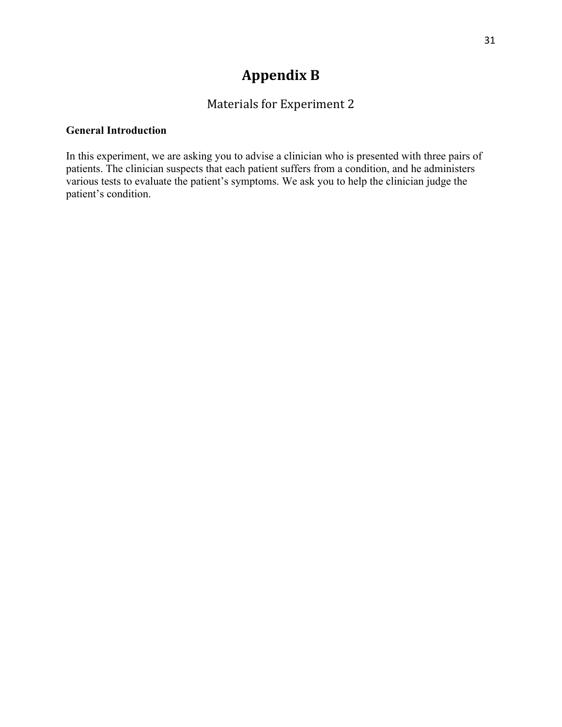# Appendix B

## Materials for Experiment 2

**General Introduction**

In this experiment, we are asking you to advise a clinician who is presented with three pairs of patients. The clinician suspects that each patient suffers from a condition, and he administers various tests to evaluate the patient's symptoms. We ask you to help the clinician judge the patient's condition.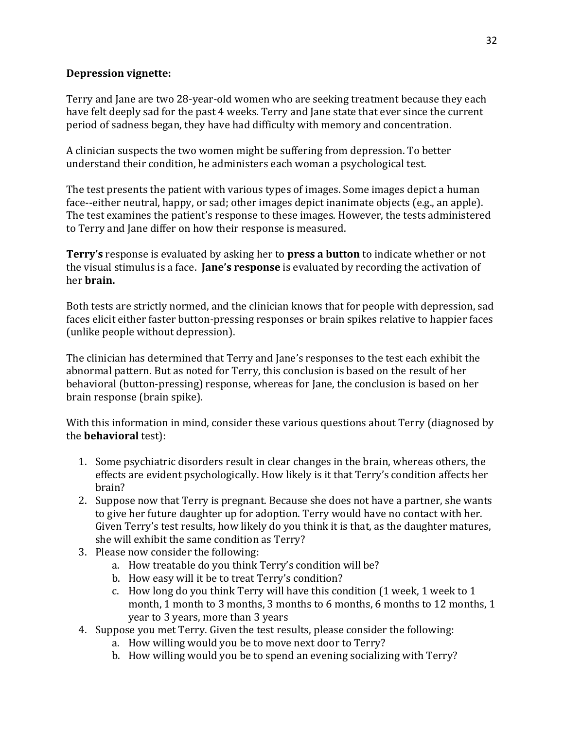**Depression vignette:**

Terry and Jane are two 28-year-old women who are seeking treatment because they each have felt deeply sad for the past 4 weeks. Terry and Jane state that ever since the current period of sadness began, they have had difficulty with memory and concentration.

A clinician suspects the two women might be suffering from depression. To better understand their condition, he administers each woman a psychological test.

The test presents the patient with various types of images. Some images depict a human face--either neutral, happy, or sad; other images depict inanimate objects (e.g., an apple). The test examines the patient's response to these images. However, the tests administered to Terry and Jane differ on how their response is measured.

**Terry's** response is evaluated by asking her to **press a button** to indicate whether or not the visual stimulus is a face. **Jane's response** is evaluated by recording the activation of her **brain.**

Both tests are strictly normed, and the clinician knows that for people with depression, sad faces elicit either faster button-pressing responses or brain spikes relative to happier faces (unlike people without depression).

The clinician has determined that Terry and Jane's responses to the test each exhibit the abnormal pattern. But as noted for Terry, this conclusion is based on the result of her behavioral (button-pressing) response, whereas for Jane, the conclusion is based on her brain response (brain spike).

With this information in mind, consider these various questions about Terry (diagnosed by the **behavioral** test):

1. Some psychiatric disorders result in clear changes in the brain, whereas others, the effects are evident psychologically. How likely is it that Terry's condition affects her brain?
2. Suppose now that Terry is pregnant. Because she does not have a partner, she wants to give her future daughter up for adoption. Terry would have no contact with her. Given Terry's test results, how likely do you think it is that, as the daughter matures, she will exhibit the same condition as Terry?
3. Please now consider the following:
    a. How treatable do you think Terry's condition will be?
    b. How easy will it be to treat Terry's condition?
    c. How long do you think Terry will have this condition (1 week, 1 week to 1 month, 1 month to 3 months, 3 months to 6 months, 6 months to 12 months, 1 year to 3 years, more than 3 years
4. Suppose you met Terry. Given the test results, please consider the following:
    a. How willing would you be to move next door to Terry?
    b. How willing would you be to spend an evening socializing with Terry?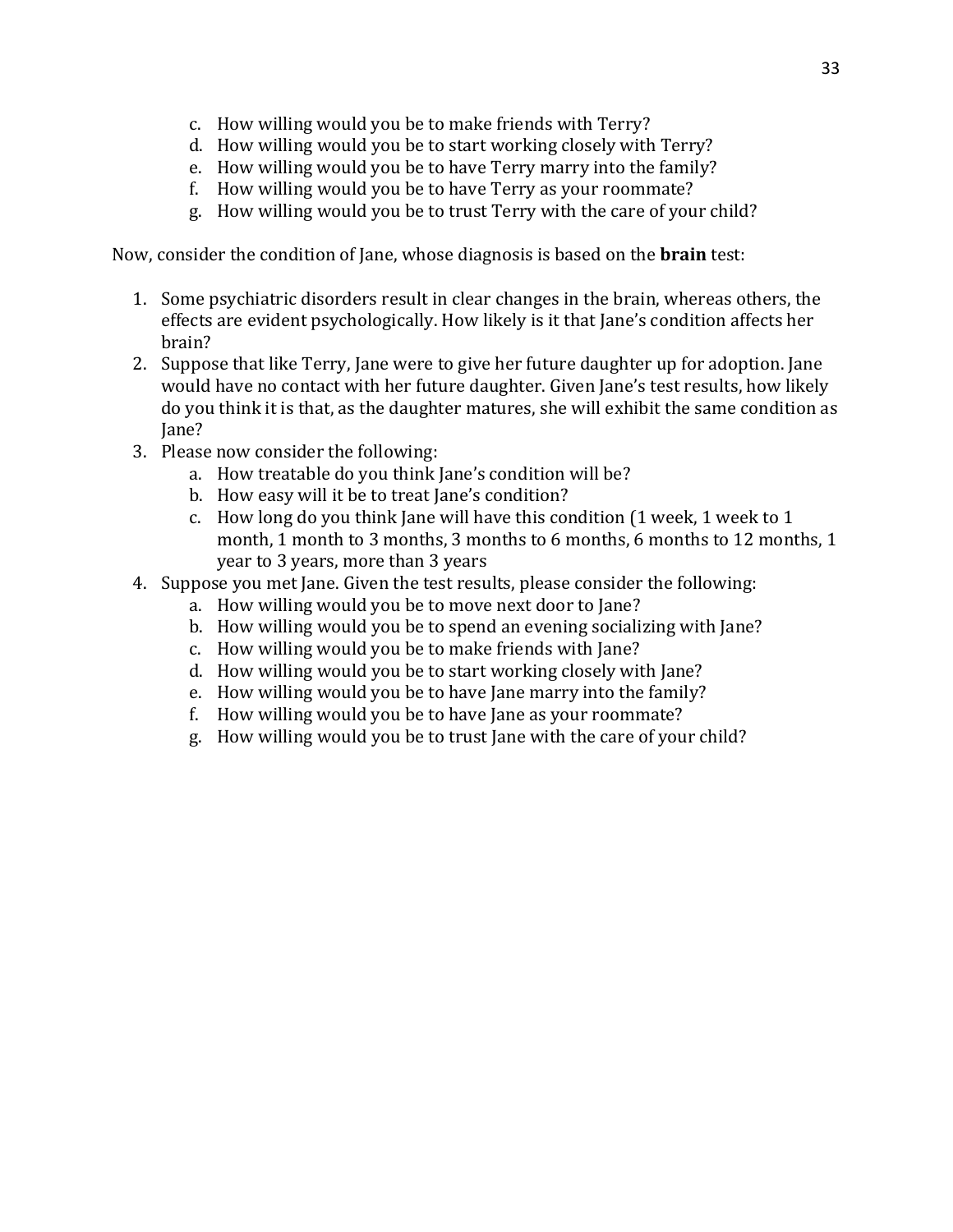c. How willing would you be to make friends with Terry?
d. How willing would you be to start working closely with Terry?
e. How willing would you be to have Terry marry into the family?
f. How willing would you be to have Terry as your roommate?
g. How willing would you be to trust Terry with the care of your child?

Now, consider the condition of Jane, whose diagnosis is based on the **brain** test:

1. Some psychiatric disorders result in clear changes in the brain, whereas others, the effects are evident psychologically. How likely is it that Jane's condition affects her brain?
2. Suppose that like Terry, Jane were to give her future daughter up for adoption. Jane would have no contact with her future daughter. Given Jane's test results, how likely do you think it is that, as the daughter matures, she will exhibit the same condition as Jane?
3. Please now consider the following:
    a. How treatable do you think Jane's condition will be?
    b. How easy will it be to treat Jane's condition?
    c. How long do you think Jane will have this condition (1 week, 1 week to 1 month, 1 month to 3 months, 3 months to 6 months, 6 months to 12 months, 1 year to 3 years, more than 3 years
4. Suppose you met Jane. Given the test results, please consider the following:
    a. How willing would you be to move next door to Jane?
    b. How willing would you be to spend an evening socializing with Jane?
    c. How willing would you be to make friends with Jane?
    d. How willing would you be to start working closely with Jane?
    e. How willing would you be to have Jane marry into the family?
    f. How willing would you be to have Jane as your roommate?
    g. How willing would you be to trust Jane with the care of your child?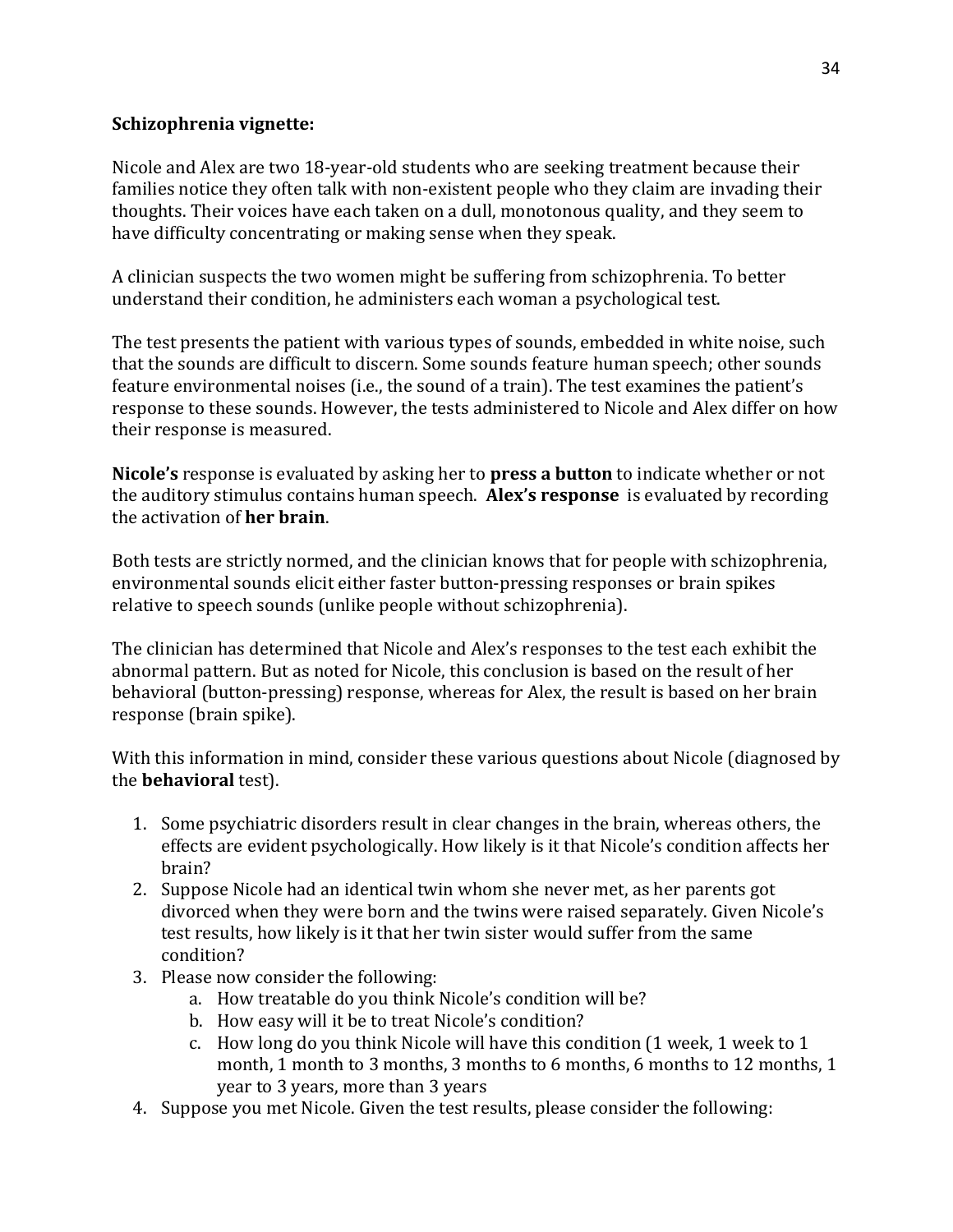**Schizophrenia vignette:**

Nicole and Alex are two 18-year-old students who are seeking treatment because their families notice they often talk with non-existent people who they claim are invading their thoughts. Their voices have each taken on a dull, monotonous quality, and they seem to have difficulty concentrating or making sense when they speak.

A clinician suspects the two women might be suffering from schizophrenia. To better understand their condition, he administers each woman a psychological test.

The test presents the patient with various types of sounds, embedded in white noise, such that the sounds are difficult to discern. Some sounds feature human speech; other sounds feature environmental noises (i.e., the sound of a train). The test examines the patient's response to these sounds. However, the tests administered to Nicole and Alex differ on how their response is measured.

**Nicole's** response is evaluated by asking her to **press a button** to indicate whether or not the auditory stimulus contains human speech. **Alex's response** is evaluated by recording the activation of **her brain**.

Both tests are strictly normed, and the clinician knows that for people with schizophrenia, environmental sounds elicit either faster button-pressing responses or brain spikes relative to speech sounds (unlike people without schizophrenia).

The clinician has determined that Nicole and Alex's responses to the test each exhibit the abnormal pattern. But as noted for Nicole, this conclusion is based on the result of her behavioral (button-pressing) response, whereas for Alex, the result is based on her brain response (brain spike).

With this information in mind, consider these various questions about Nicole (diagnosed by the **behavioral** test).

1. Some psychiatric disorders result in clear changes in the brain, whereas others, the effects are evident psychologically. How likely is it that Nicole's condition affects her brain?
2. Suppose Nicole had an identical twin whom she never met, as her parents got divorced when they were born and the twins were raised separately. Given Nicole's test results, how likely is it that her twin sister would suffer from the same condition?
3. Please now consider the following:
   a. How treatable do you think Nicole's condition will be?
   b. How easy will it be to treat Nicole's condition?
   c. How long do you think Nicole will have this condition (1 week, 1 week to 1 month, 1 month to 3 months, 3 months to 6 months, 6 months to 12 months, 1 year to 3 years, more than 3 years
4. Suppose you met Nicole. Given the test results, please consider the following: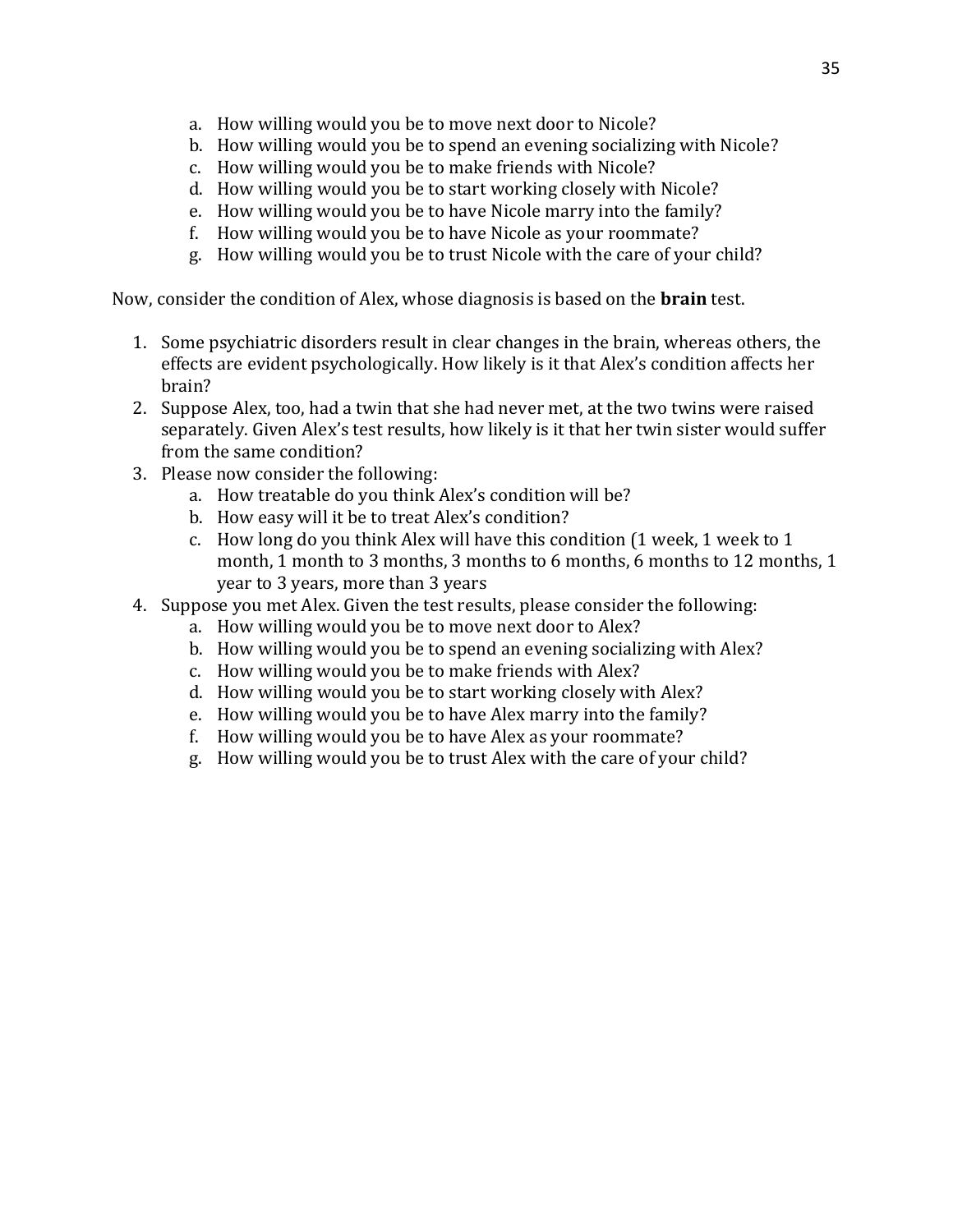a. How willing would you be to move next door to Nicole?
b. How willing would you be to spend an evening socializing with Nicole?
c. How willing would you be to make friends with Nicole?
d. How willing would you be to start working closely with Nicole?
e. How willing would you be to have Nicole marry into the family?
f. How willing would you be to have Nicole as your roommate?
g. How willing would you be to trust Nicole with the care of your child?

Now, consider the condition of Alex, whose diagnosis is based on the **brain** test.

1. Some psychiatric disorders result in clear changes in the brain, whereas others, the effects are evident psychologically. How likely is it that Alex's condition affects her brain?
2. Suppose Alex, too, had a twin that she had never met, at the two twins were raised separately. Given Alex's test results, how likely is it that her twin sister would suffer from the same condition?
3. Please now consider the following:
   a. How treatable do you think Alex's condition will be?
   b. How easy will it be to treat Alex's condition?
   c. How long do you think Alex will have this condition (1 week, 1 week to 1 month, 1 month to 3 months, 3 months to 6 months, 6 months to 12 months, 1 year to 3 years, more than 3 years
4. Suppose you met Alex. Given the test results, please consider the following:
   a. How willing would you be to move next door to Alex?
   b. How willing would you be to spend an evening socializing with Alex?
   c. How willing would you be to make friends with Alex?
   d. How willing would you be to start working closely with Alex?
   e. How willing would you be to have Alex marry into the family?
   f. How willing would you be to have Alex as your roommate?
   g. How willing would you be to trust Alex with the care of your child?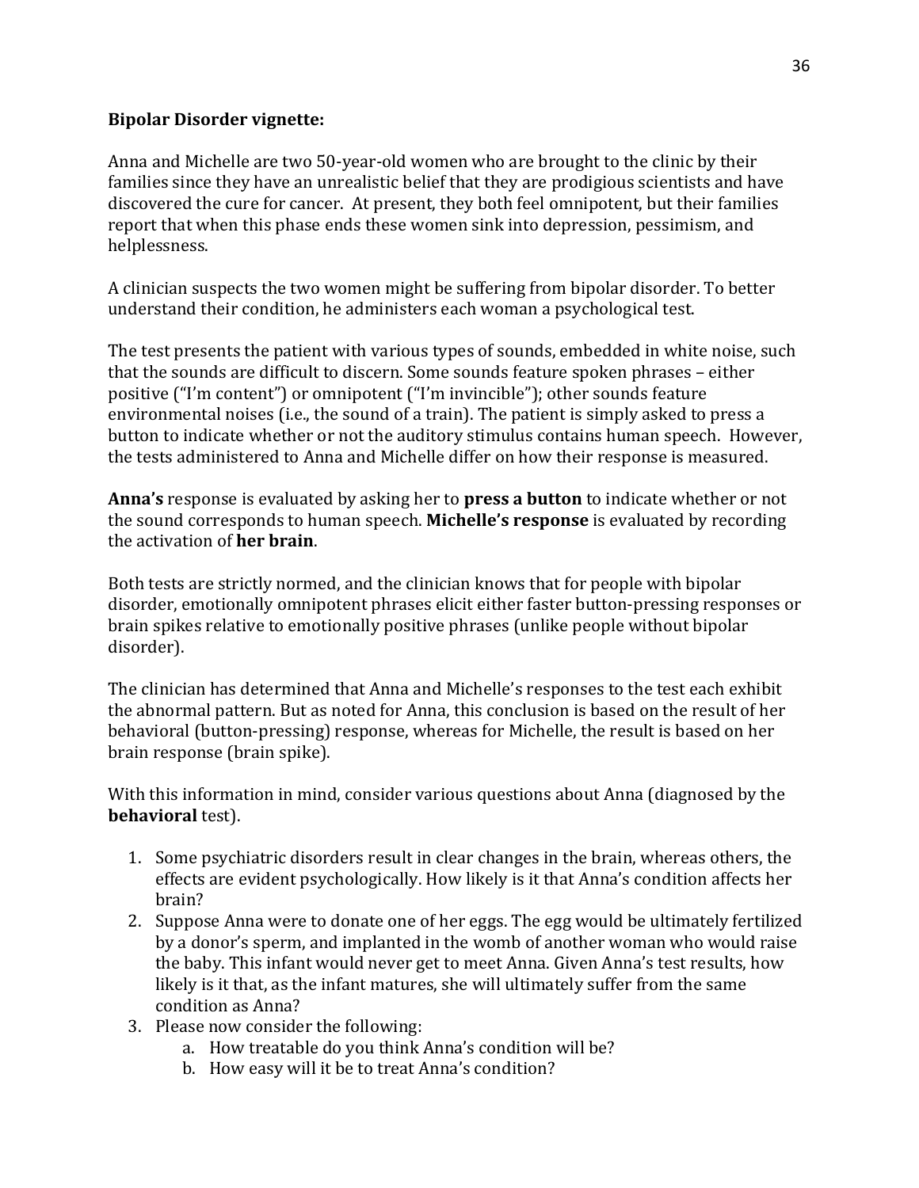**Bipolar Disorder vignette:**

Anna and Michelle are two 50-year-old women who are brought to the clinic by their families since they have an unrealistic belief that they are prodigious scientists and have discovered the cure for cancer. At present, they both feel omnipotent, but their families report that when this phase ends these women sink into depression, pessimism, and helplessness.

A clinician suspects the two women might be suffering from bipolar disorder. To better understand their condition, he administers each woman a psychological test.

The test presents the patient with various types of sounds, embedded in white noise, such that the sounds are difficult to discern. Some sounds feature spoken phrases – either positive ("I'm content") or omnipotent ("I'm invincible"); other sounds feature environmental noises (i.e., the sound of a train). The patient is simply asked to press a button to indicate whether or not the auditory stimulus contains human speech. However, the tests administered to Anna and Michelle differ on how their response is measured.

**Anna's** response is evaluated by asking her to **press a button** to indicate whether or not the sound corresponds to human speech. **Michelle's response** is evaluated by recording the activation of **her brain**.

Both tests are strictly normed, and the clinician knows that for people with bipolar disorder, emotionally omnipotent phrases elicit either faster button-pressing responses or brain spikes relative to emotionally positive phrases (unlike people without bipolar disorder).

The clinician has determined that Anna and Michelle's responses to the test each exhibit the abnormal pattern. But as noted for Anna, this conclusion is based on the result of her behavioral (button-pressing) response, whereas for Michelle, the result is based on her brain response (brain spike).

With this information in mind, consider various questions about Anna (diagnosed by the **behavioral** test).

1. Some psychiatric disorders result in clear changes in the brain, whereas others, the effects are evident psychologically. How likely is it that Anna's condition affects her brain?
2. Suppose Anna were to donate one of her eggs. The egg would be ultimately fertilized by a donor's sperm, and implanted in the womb of another woman who would raise the baby. This infant would never get to meet Anna. Given Anna's test results, how likely is it that, as the infant matures, she will ultimately suffer from the same condition as Anna?
3. Please now consider the following:
   a. How treatable do you think Anna's condition will be?
   b. How easy will it be to treat Anna's condition?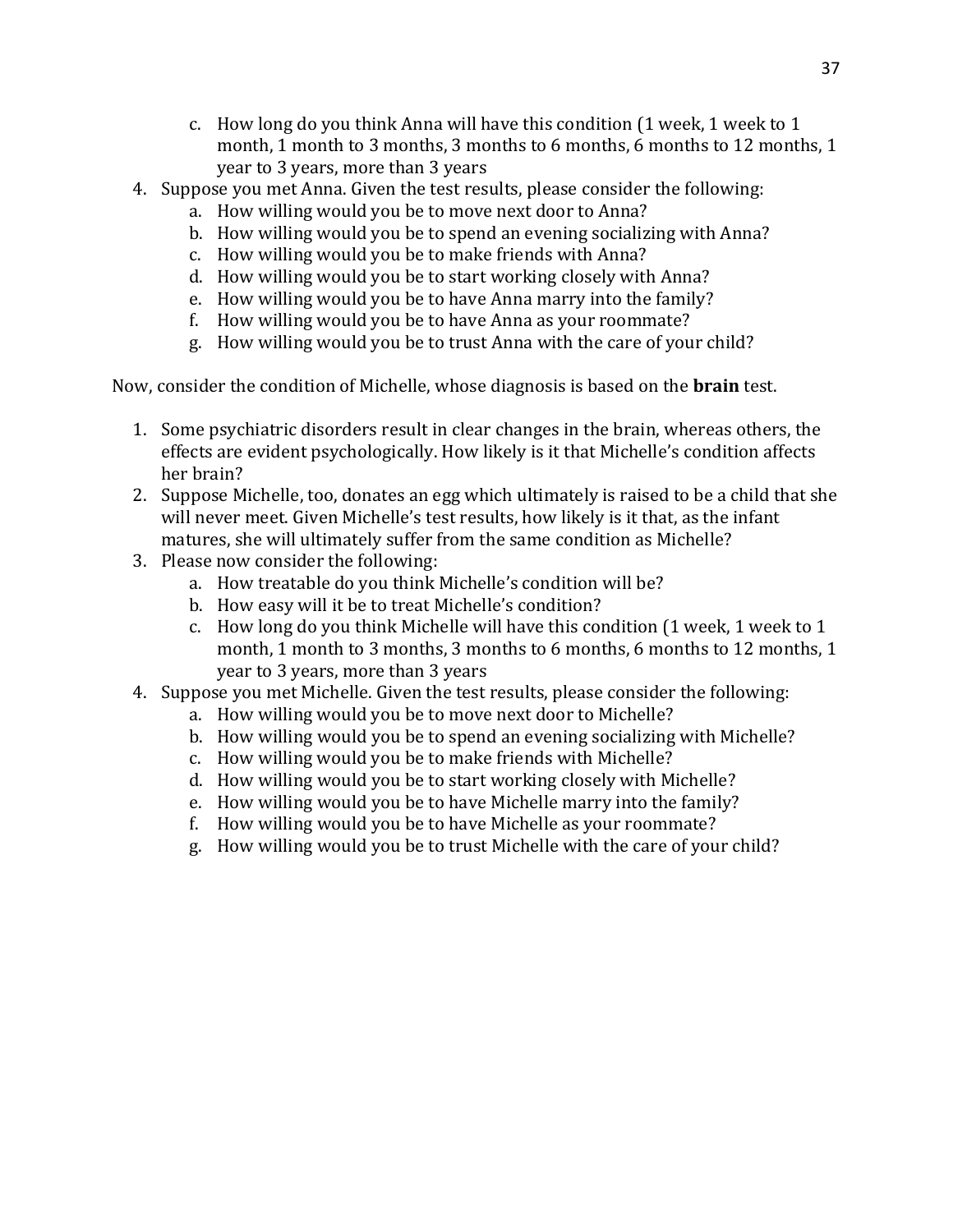c. How long do you think Anna will have this condition (1 week, 1 week to 1 month, 1 month to 3 months, 3 months to 6 months, 6 months to 12 months, 1 year to 3 years, more than 3 years

4. Suppose you met Anna. Given the test results, please consider the following:
    a. How willing would you be to move next door to Anna?
    b. How willing would you be to spend an evening socializing with Anna?
    c. How willing would you be to make friends with Anna?
    d. How willing would you be to start working closely with Anna?
    e. How willing would you be to have Anna marry into the family?
    f. How willing would you be to have Anna as your roommate?
    g. How willing would you be to trust Anna with the care of your child?

Now, consider the condition of Michelle, whose diagnosis is based on the **brain** test.

1. Some psychiatric disorders result in clear changes in the brain, whereas others, the effects are evident psychologically. How likely is it that Michelle's condition affects her brain?
2. Suppose Michelle, too, donates an egg which ultimately is raised to be a child that she will never meet. Given Michelle's test results, how likely is it that, as the infant matures, she will ultimately suffer from the same condition as Michelle?
3. Please now consider the following:
    a. How treatable do you think Michelle's condition will be?
    b. How easy will it be to treat Michelle's condition?
    c. How long do you think Michelle will have this condition (1 week, 1 week to 1 month, 1 month to 3 months, 3 months to 6 months, 6 months to 12 months, 1 year to 3 years, more than 3 years
4. Suppose you met Michelle. Given the test results, please consider the following:
    a. How willing would you be to move next door to Michelle?
    b. How willing would you be to spend an evening socializing with Michelle?
    c. How willing would you be to make friends with Michelle?
    d. How willing would you be to start working closely with Michelle?
    e. How willing would you be to have Michelle marry into the family?
    f. How willing would you be to have Michelle as your roommate?
    g. How willing would you be to trust Michelle with the care of your child?